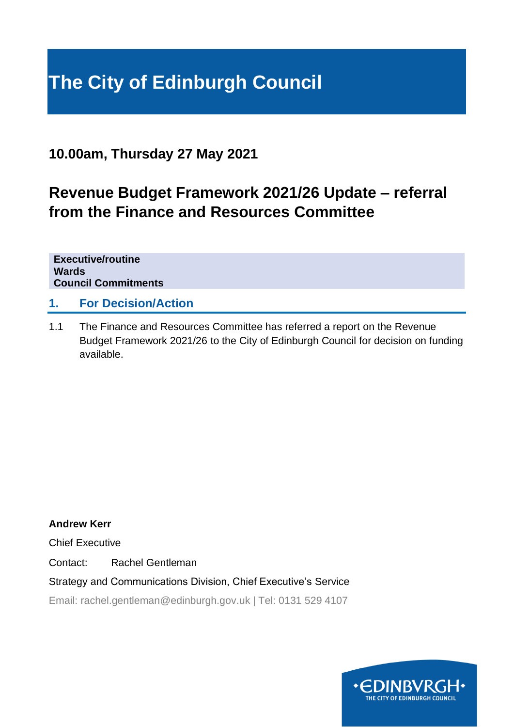# The City of Edinburgh Council

## 10.00am, Thursday 27 May 2021

## Revenue Budget Framework 2021/26 Update – referral from the Finance and Resources Committee

**Executive/routine**
**Wards**
**Council Commitments**

### 1. For Decision/Action

1.1 The Finance and Resources Committee has referred a report on the Revenue Budget Framework 2021/26 to the City of Edinburgh Council for decision on funding available.

**Andrew Kerr**

Chief Executive

Contact: Rachel Gentleman

Strategy and Communications Division, Chief Executive's Service

Email: rachel.gentleman@edinburgh.gov.uk | Tel: 0131 529 4107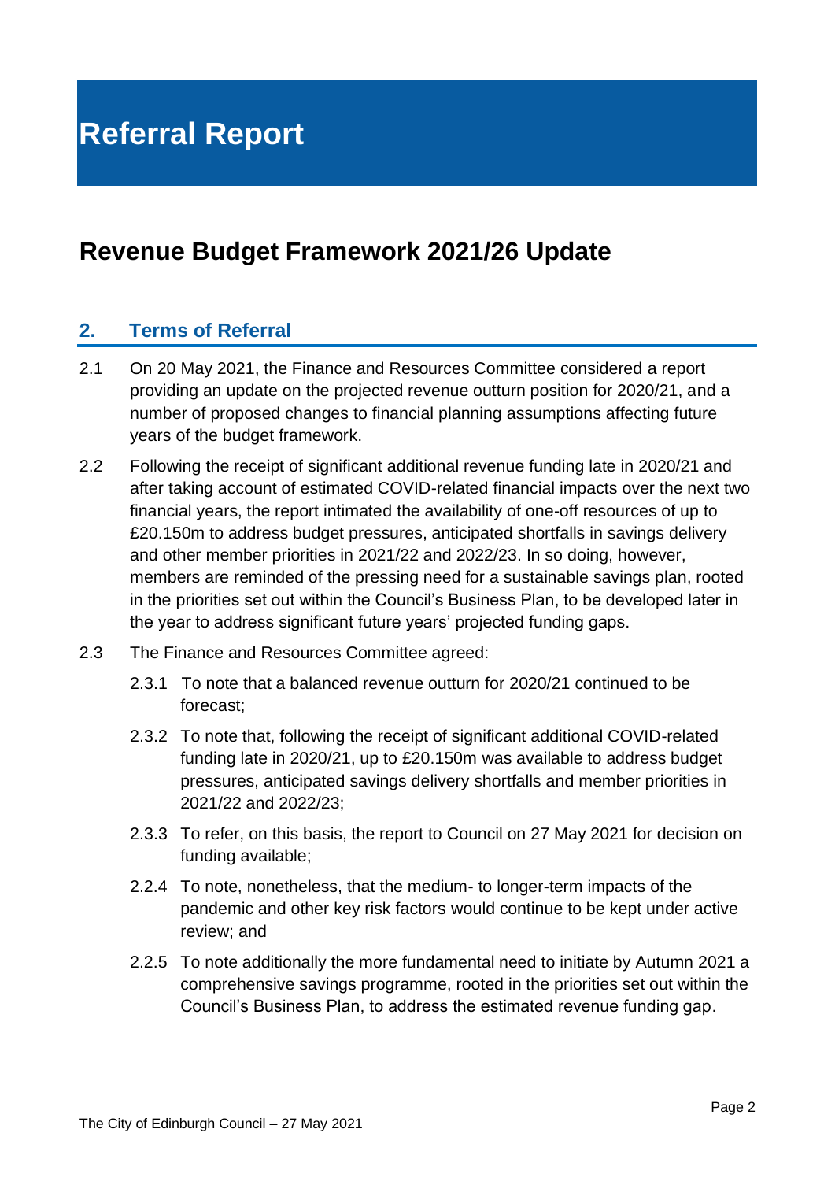# Referral Report

# Revenue Budget Framework 2021/26 Update

## 2. Terms of Referral

2.1 On 20 May 2021, the Finance and Resources Committee considered a report providing an update on the projected revenue outturn position for 2020/21, and a number of proposed changes to financial planning assumptions affecting future years of the budget framework.

2.2 Following the receipt of significant additional revenue funding late in 2020/21 and after taking account of estimated COVID-related financial impacts over the next two financial years, the report intimated the availability of one-off resources of up to £20.150m to address budget pressures, anticipated shortfalls in savings delivery and other member priorities in 2021/22 and 2022/23. In so doing, however, members are reminded of the pressing need for a sustainable savings plan, rooted in the priorities set out within the Council's Business Plan, to be developed later in the year to address significant future years' projected funding gaps.

2.3 The Finance and Resources Committee agreed:

2.3.1 To note that a balanced revenue outturn for 2020/21 continued to be forecast;

2.3.2 To note that, following the receipt of significant additional COVID-related funding late in 2020/21, up to £20.150m was available to address budget pressures, anticipated savings delivery shortfalls and member priorities in 2021/22 and 2022/23;

2.3.3 To refer, on this basis, the report to Council on 27 May 2021 for decision on funding available;

2.2.4 To note, nonetheless, that the medium- to longer-term impacts of the pandemic and other key risk factors would continue to be kept under active review; and

2.2.5 To note additionally the more fundamental need to initiate by Autumn 2021 a comprehensive savings programme, rooted in the priorities set out within the Council's Business Plan, to address the estimated revenue funding gap.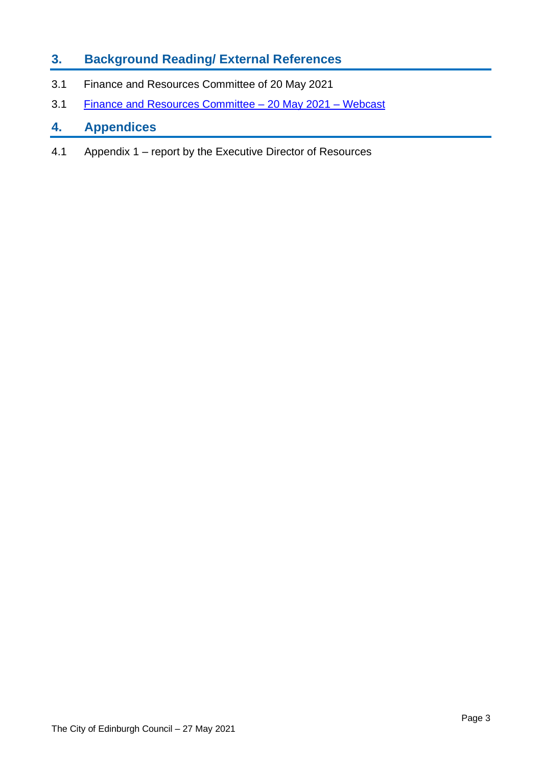## 3. Background Reading/ External References

3.1 Finance and Resources Committee of 20 May 2021

3.1 [Finance and Resources Committee – 20 May 2021 – Webcast]

## 4. Appendices

4.1 Appendix 1 – report by the Executive Director of Resources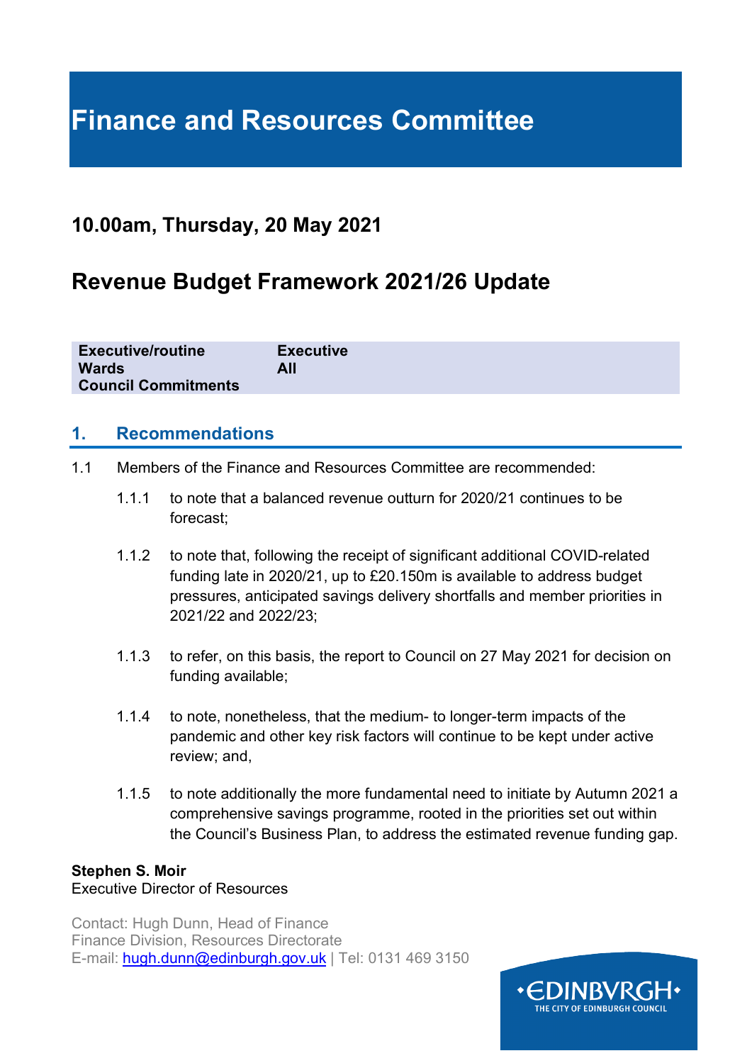# Finance and Resources Committee

## 10.00am, Thursday, 20 May 2021

## Revenue Budget Framework 2021/26 Update

| | |
|---|---|
| **Executive/routine** | **Executive** |
| **Wards** | **All** |
| **Council Commitments** | |

## 1. Recommendations

1.1 Members of the Finance and Resources Committee are recommended:

1.1.1 to note that a balanced revenue outturn for 2020/21 continues to be forecast;

1.1.2 to note that, following the receipt of significant additional COVID-related funding late in 2020/21, up to £20.150m is available to address budget pressures, anticipated savings delivery shortfalls and member priorities in 2021/22 and 2022/23;

1.1.3 to refer, on this basis, the report to Council on 27 May 2021 for decision on funding available;

1.1.4 to note, nonetheless, that the medium- to longer-term impacts of the pandemic and other key risk factors will continue to be kept under active review; and,

1.1.5 to note additionally the more fundamental need to initiate by Autumn 2021 a comprehensive savings programme, rooted in the priorities set out within the Council's Business Plan, to address the estimated revenue funding gap.

**Stephen S. Moir**
Executive Director of Resources

Contact: Hugh Dunn, Head of Finance
Finance Division, Resources Directorate
E-mail: hugh.dunn@edinburgh.gov.uk | Tel: 0131 469 3150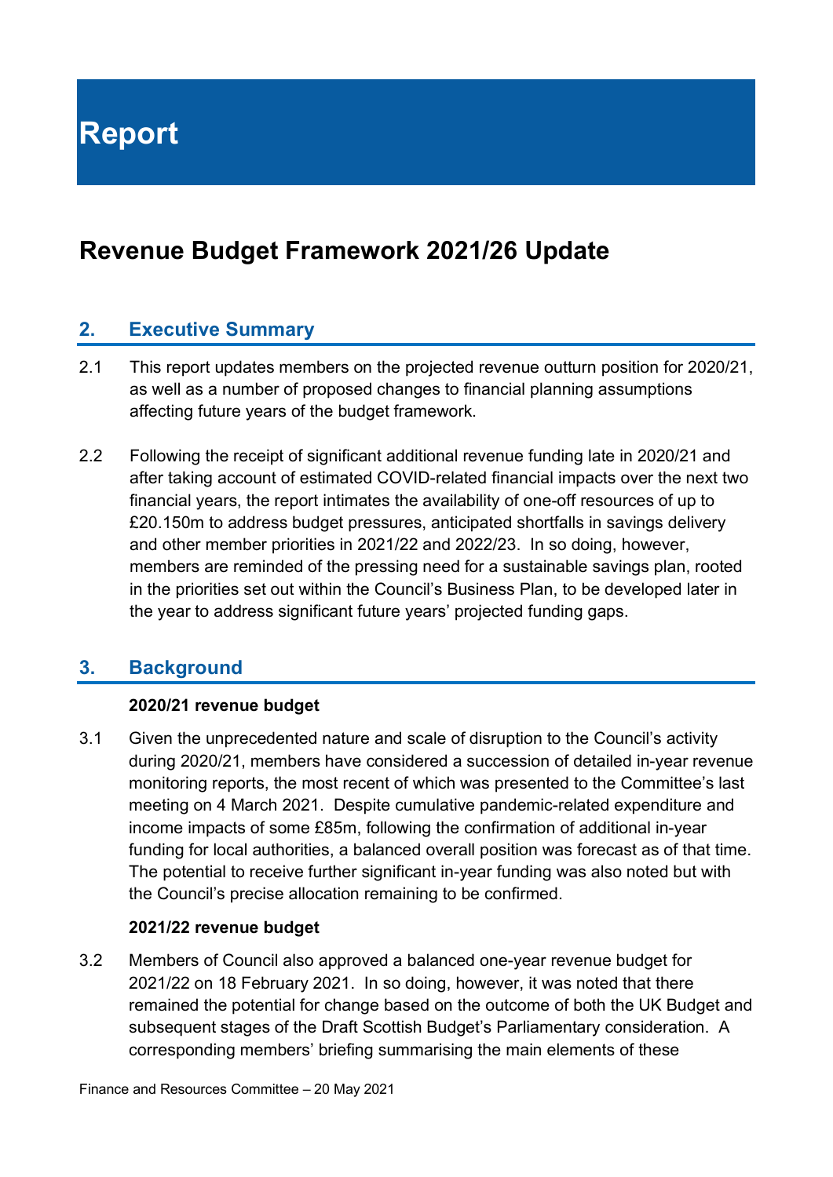# Report

# Revenue Budget Framework 2021/26 Update

## 2. Executive Summary

2.1 This report updates members on the projected revenue outturn position for 2020/21, as well as a number of proposed changes to financial planning assumptions affecting future years of the budget framework.

2.2 Following the receipt of significant additional revenue funding late in 2020/21 and after taking account of estimated COVID-related financial impacts over the next two financial years, the report intimates the availability of one-off resources of up to £20.150m to address budget pressures, anticipated shortfalls in savings delivery and other member priorities in 2021/22 and 2022/23. In so doing, however, members are reminded of the pressing need for a sustainable savings plan, rooted in the priorities set out within the Council's Business Plan, to be developed later in the year to address significant future years' projected funding gaps.

## 3. Background

**2020/21 revenue budget**

3.1 Given the unprecedented nature and scale of disruption to the Council's activity during 2020/21, members have considered a succession of detailed in-year revenue monitoring reports, the most recent of which was presented to the Committee's last meeting on 4 March 2021. Despite cumulative pandemic-related expenditure and income impacts of some £85m, following the confirmation of additional in-year funding for local authorities, a balanced overall position was forecast as of that time. The potential to receive further significant in-year funding was also noted but with the Council's precise allocation remaining to be confirmed.

**2021/22 revenue budget**

3.2 Members of Council also approved a balanced one-year revenue budget for 2021/22 on 18 February 2021. In so doing, however, it was noted that there remained the potential for change based on the outcome of both the UK Budget and subsequent stages of the Draft Scottish Budget's Parliamentary consideration. A corresponding members' briefing summarising the main elements of these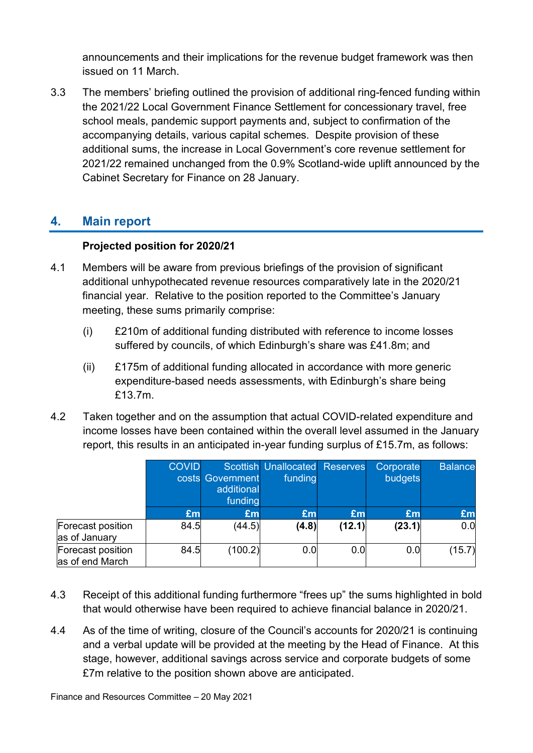announcements and their implications for the revenue budget framework was then issued on 11 March.

3.3 The members' briefing outlined the provision of additional ring-fenced funding within the 2021/22 Local Government Finance Settlement for concessionary travel, free school meals, pandemic support payments and, subject to confirmation of the accompanying details, various capital schemes. Despite provision of these additional sums, the increase in Local Government's core revenue settlement for 2021/22 remained unchanged from the 0.9% Scotland-wide uplift announced by the Cabinet Secretary for Finance on 28 January.

## 4. Main report

**Projected position for 2020/21**

4.1 Members will be aware from previous briefings of the provision of significant additional unhypothecated revenue resources comparatively late in the 2020/21 financial year. Relative to the position reported to the Committee's January meeting, these sums primarily comprise:

(i) £210m of additional funding distributed with reference to income losses suffered by councils, of which Edinburgh's share was £41.8m; and

(ii) £175m of additional funding allocated in accordance with more generic expenditure-based needs assessments, with Edinburgh's share being £13.7m.

4.2 Taken together and on the assumption that actual COVID-related expenditure and income losses have been contained within the overall level assumed in the January report, this results in an anticipated in-year funding surplus of £15.7m, as follows:

| | COVID costs | Scottish Government additional funding | Unallocated funding | Reserves | Corporate budgets | Balance |
|---|---|---|---|---|---|---|
| | £m | £m | £m | £m | £m | £m |
| Forecast position as of January | 84.5 | (44.5) | **(4.8)** | **(12.1)** | **(23.1)** | 0.0 |
| Forecast position as of end March | 84.5 | (100.2) | 0.0 | 0.0 | 0.0 | (15.7) |

4.3 Receipt of this additional funding furthermore "frees up" the sums highlighted in bold that would otherwise have been required to achieve financial balance in 2020/21.

4.4 As of the time of writing, closure of the Council's accounts for 2020/21 is continuing and a verbal update will be provided at the meeting by the Head of Finance. At this stage, however, additional savings across service and corporate budgets of some £7m relative to the position shown above are anticipated.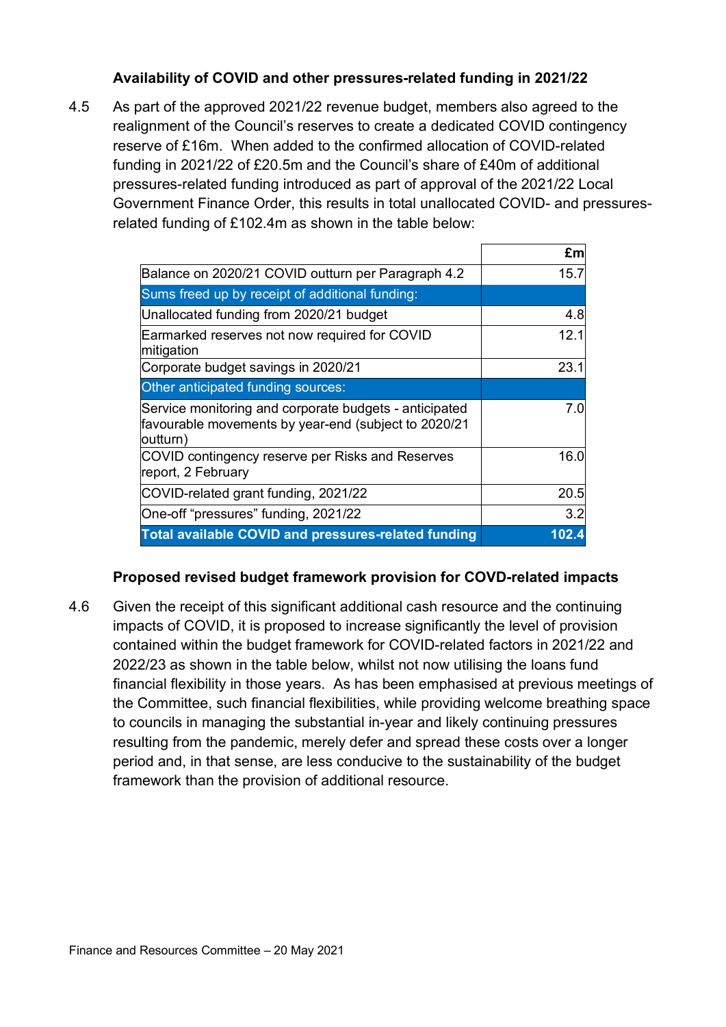### Availability of COVID and other pressures-related funding in 2021/22

4.5 As part of the approved 2021/22 revenue budget, members also agreed to the realignment of the Council's reserves to create a dedicated COVID contingency reserve of £16m. When added to the confirmed allocation of COVID-related funding in 2021/22 of £20.5m and the Council's share of £40m of additional pressures-related funding introduced as part of approval of the 2021/22 Local Government Finance Order, this results in total unallocated COVID- and pressures-related funding of £102.4m as shown in the table below:

| | £m |
|---|---|
| Balance on 2020/21 COVID outturn per Paragraph 4.2 | 15.7 |
| Sums freed up by receipt of additional funding: | |
| Unallocated funding from 2020/21 budget | 4.8 |
| Earmarked reserves not now required for COVID mitigation | 12.1 |
| Corporate budget savings in 2020/21 | 23.1 |
| Other anticipated funding sources: | |
| Service monitoring and corporate budgets - anticipated favourable movements by year-end (subject to 2020/21 outturn) | 7.0 |
| COVID contingency reserve per Risks and Reserves report, 2 February | 16.0 |
| COVID-related grant funding, 2021/22 | 20.5 |
| One-off "pressures" funding, 2021/22 | 3.2 |
| **Total available COVID and pressures-related funding** | **102.4** |

### Proposed revised budget framework provision for COVD-related impacts

4.6 Given the receipt of this significant additional cash resource and the continuing impacts of COVID, it is proposed to increase significantly the level of provision contained within the budget framework for COVID-related factors in 2021/22 and 2022/23 as shown in the table below, whilst not now utilising the loans fund financial flexibility in those years. As has been emphasised at previous meetings of the Committee, such financial flexibilities, while providing welcome breathing space to councils in managing the substantial in-year and likely continuing pressures resulting from the pandemic, merely defer and spread these costs over a longer period and, in that sense, are less conducive to the sustainability of the budget framework than the provision of additional resource.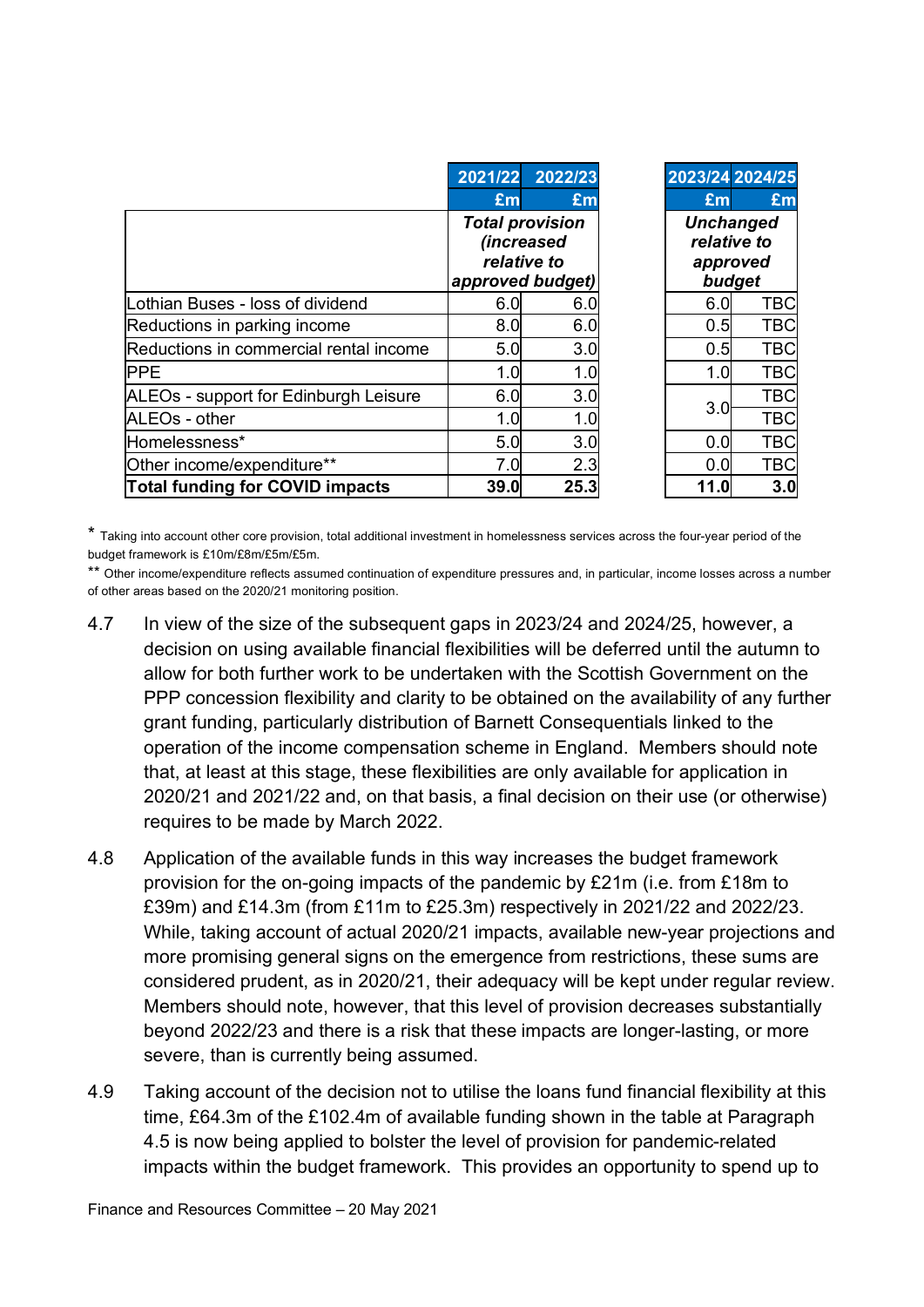| | 2021/22 | 2022/23 | 2023/24 | 2024/25 |
|---|---|---|---|---|
| | £m | £m | £m | £m |
| | ***Total provision (increased relative to approved budget)*** | | ***Unchanged relative to approved budget*** | |
| Lothian Buses - loss of dividend | 6.0 | 6.0 | 6.0 | TBC |
| Reductions in parking income | 8.0 | 6.0 | 0.5 | TBC |
| Reductions in commercial rental income | 5.0 | 3.0 | 0.5 | TBC |
| PPE | 1.0 | 1.0 | 1.0 | TBC |
| ALEOs - support for Edinburgh Leisure | 6.0 | 3.0 | 3.0 | TBC |
| ALEOs - other | 1.0 | 1.0 | | TBC |
| Homelessness* | 5.0 | 3.0 | 0.0 | TBC |
| Other income/expenditure** | 7.0 | 2.3 | 0.0 | TBC |
| **Total funding for COVID impacts** | **39.0** | **25.3** | **11.0** | **3.0** |

\* Taking into account other core provision, total additional investment in homelessness services across the four-year period of the budget framework is £10m/£8m/£5m/£5m.

** Other income/expenditure reflects assumed continuation of expenditure pressures and, in particular, income losses across a number of other areas based on the 2020/21 monitoring position.

4.7 In view of the size of the subsequent gaps in 2023/24 and 2024/25, however, a decision on using available financial flexibilities will be deferred until the autumn to allow for both further work to be undertaken with the Scottish Government on the PPP concession flexibility and clarity to be obtained on the availability of any further grant funding, particularly distribution of Barnett Consequentials linked to the operation of the income compensation scheme in England. Members should note that, at least at this stage, these flexibilities are only available for application in 2020/21 and 2021/22 and, on that basis, a final decision on their use (or otherwise) requires to be made by March 2022.

4.8 Application of the available funds in this way increases the budget framework provision for the on-going impacts of the pandemic by £21m (i.e. from £18m to £39m) and £14.3m (from £11m to £25.3m) respectively in 2021/22 and 2022/23. While, taking account of actual 2020/21 impacts, available new-year projections and more promising general signs on the emergence from restrictions, these sums are considered prudent, as in 2020/21, their adequacy will be kept under regular review. Members should note, however, that this level of provision decreases substantially beyond 2022/23 and there is a risk that these impacts are longer-lasting, or more severe, than is currently being assumed.

4.9 Taking account of the decision not to utilise the loans fund financial flexibility at this time, £64.3m of the £102.4m of available funding shown in the table at Paragraph 4.5 is now being applied to bolster the level of provision for pandemic-related impacts within the budget framework. This provides an opportunity to spend up to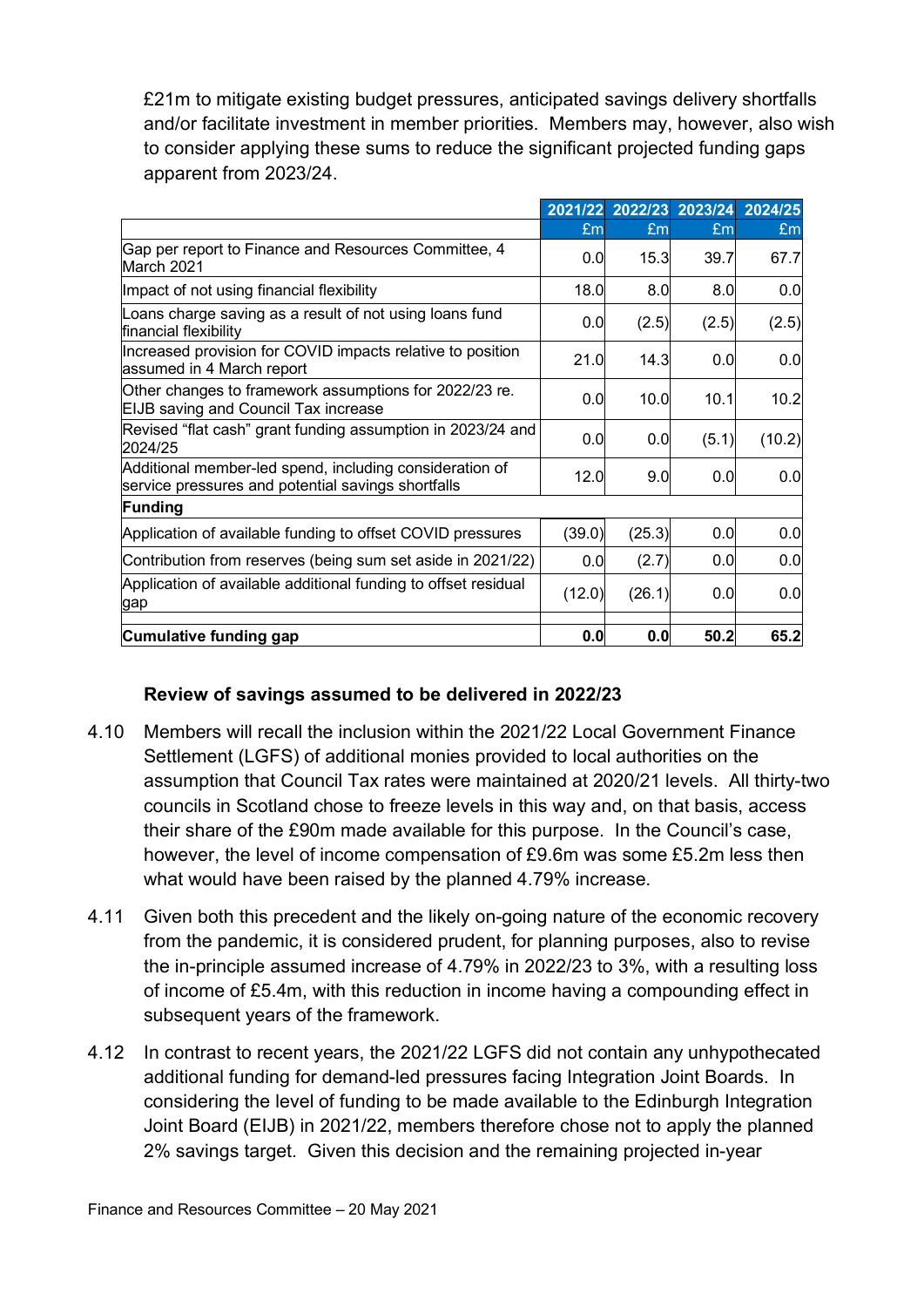£21m to mitigate existing budget pressures, anticipated savings delivery shortfalls and/or facilitate investment in member priorities. Members may, however, also wish to consider applying these sums to reduce the significant projected funding gaps apparent from 2023/24.

| | 2021/22 | 2022/23 | 2023/24 | 2024/25 |
|---|---|---|---|---|
| | £m | £m | £m | £m |
| Gap per report to Finance and Resources Committee, 4 March 2021 | 0.0 | 15.3 | 39.7 | 67.7 |
| Impact of not using financial flexibility | 18.0 | 8.0 | 8.0 | 0.0 |
| Loans charge saving as a result of not using loans fund financial flexibility | 0.0 | (2.5) | (2.5) | (2.5) |
| Increased provision for COVID impacts relative to position assumed in 4 March report | 21.0 | 14.3 | 0.0 | 0.0 |
| Other changes to framework assumptions for 2022/23 re. EIJB saving and Council Tax increase | 0.0 | 10.0 | 10.1 | 10.2 |
| Revised "flat cash" grant funding assumption in 2023/24 and 2024/25 | 0.0 | 0.0 | (5.1) | (10.2) |
| Additional member-led spend, including consideration of service pressures and potential savings shortfalls | 12.0 | 9.0 | 0.0 | 0.0 |
| **Funding** | | | | |
| Application of available funding to offset COVID pressures | (39.0) | (25.3) | 0.0 | 0.0 |
| Contribution from reserves (being sum set aside in 2021/22) | 0.0 | (2.7) | 0.0 | 0.0 |
| Application of available additional funding to offset residual gap | (12.0) | (26.1) | 0.0 | 0.0 |
| **Cumulative funding gap** | **0.0** | **0.0** | **50.2** | **65.2** |

**Review of savings assumed to be delivered in 2022/23**

4.10 Members will recall the inclusion within the 2021/22 Local Government Finance Settlement (LGFS) of additional monies provided to local authorities on the assumption that Council Tax rates were maintained at 2020/21 levels. All thirty-two councils in Scotland chose to freeze levels in this way and, on that basis, access their share of the £90m made available for this purpose. In the Council's case, however, the level of income compensation of £9.6m was some £5.2m less then what would have been raised by the planned 4.79% increase.

4.11 Given both this precedent and the likely on-going nature of the economic recovery from the pandemic, it is considered prudent, for planning purposes, also to revise the in-principle assumed increase of 4.79% in 2022/23 to 3%, with a resulting loss of income of £5.4m, with this reduction in income having a compounding effect in subsequent years of the framework.

4.12 In contrast to recent years, the 2021/22 LGFS did not contain any unhypothecated additional funding for demand-led pressures facing Integration Joint Boards. In considering the level of funding to be made available to the Edinburgh Integration Joint Board (EIJB) in 2021/22, members therefore chose not to apply the planned 2% savings target. Given this decision and the remaining projected in-year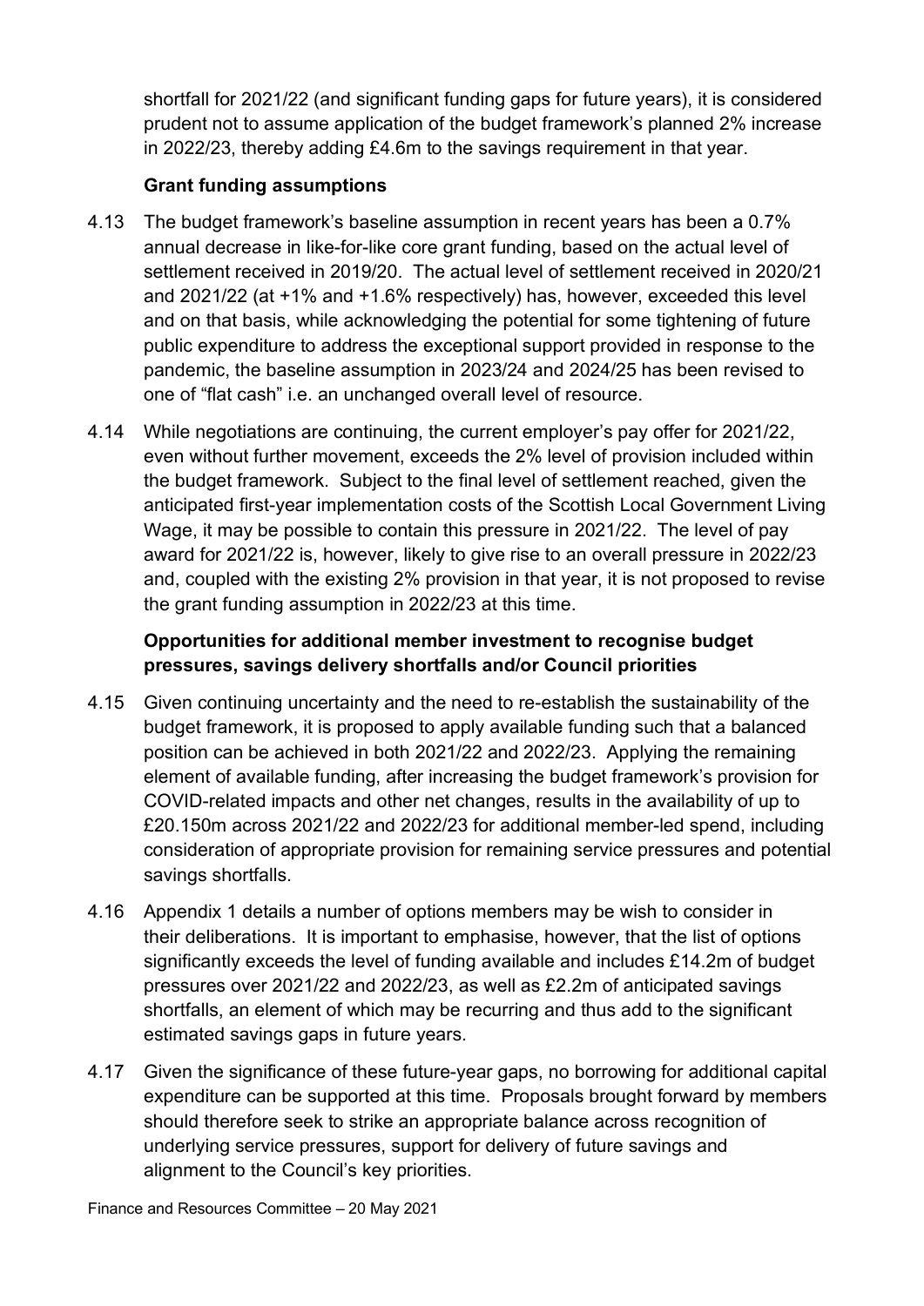shortfall for 2021/22 (and significant funding gaps for future years), it is considered prudent not to assume application of the budget framework's planned 2% increase in 2022/23, thereby adding £4.6m to the savings requirement in that year.

**Grant funding assumptions**

4.13 The budget framework's baseline assumption in recent years has been a 0.7% annual decrease in like-for-like core grant funding, based on the actual level of settlement received in 2019/20. The actual level of settlement received in 2020/21 and 2021/22 (at +1% and +1.6% respectively) has, however, exceeded this level and on that basis, while acknowledging the potential for some tightening of future public expenditure to address the exceptional support provided in response to the pandemic, the baseline assumption in 2023/24 and 2024/25 has been revised to one of "flat cash" i.e. an unchanged overall level of resource.

4.14 While negotiations are continuing, the current employer's pay offer for 2021/22, even without further movement, exceeds the 2% level of provision included within the budget framework. Subject to the final level of settlement reached, given the anticipated first-year implementation costs of the Scottish Local Government Living Wage, it may be possible to contain this pressure in 2021/22. The level of pay award for 2021/22 is, however, likely to give rise to an overall pressure in 2022/23 and, coupled with the existing 2% provision in that year, it is not proposed to revise the grant funding assumption in 2022/23 at this time.

**Opportunities for additional member investment to recognise budget pressures, savings delivery shortfalls and/or Council priorities**

4.15 Given continuing uncertainty and the need to re-establish the sustainability of the budget framework, it is proposed to apply available funding such that a balanced position can be achieved in both 2021/22 and 2022/23. Applying the remaining element of available funding, after increasing the budget framework's provision for COVID-related impacts and other net changes, results in the availability of up to £20.150m across 2021/22 and 2022/23 for additional member-led spend, including consideration of appropriate provision for remaining service pressures and potential savings shortfalls.

4.16 Appendix 1 details a number of options members may be wish to consider in their deliberations. It is important to emphasise, however, that the list of options significantly exceeds the level of funding available and includes £14.2m of budget pressures over 2021/22 and 2022/23, as well as £2.2m of anticipated savings shortfalls, an element of which may be recurring and thus add to the significant estimated savings gaps in future years.

4.17 Given the significance of these future-year gaps, no borrowing for additional capital expenditure can be supported at this time. Proposals brought forward by members should therefore seek to strike an appropriate balance across recognition of underlying service pressures, support for delivery of future savings and alignment to the Council's key priorities.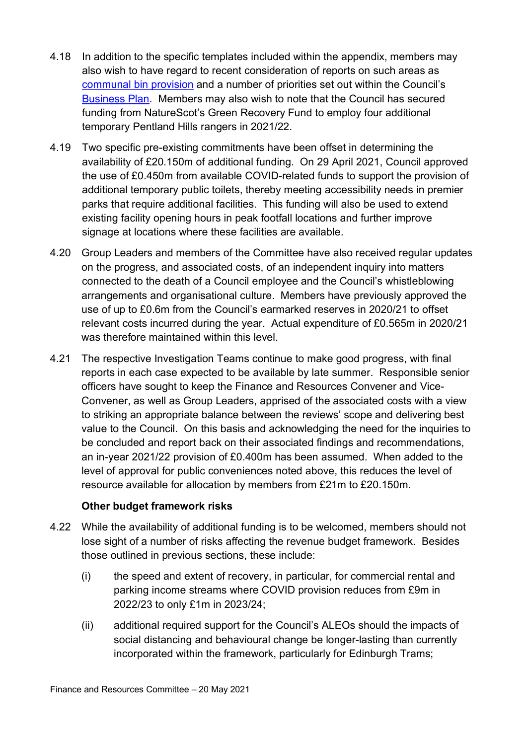4.18 In addition to the specific templates included within the appendix, members may also wish to have regard to recent consideration of reports on such areas as communal bin provision and a number of priorities set out within the Council's Business Plan. Members may also wish to note that the Council has secured funding from NatureScot's Green Recovery Fund to employ four additional temporary Pentland Hills rangers in 2021/22.

4.19 Two specific pre-existing commitments have been offset in determining the availability of £20.150m of additional funding. On 29 April 2021, Council approved the use of £0.450m from available COVID-related funds to support the provision of additional temporary public toilets, thereby meeting accessibility needs in premier parks that require additional facilities. This funding will also be used to extend existing facility opening hours in peak footfall locations and further improve signage at locations where these facilities are available.

4.20 Group Leaders and members of the Committee have also received regular updates on the progress, and associated costs, of an independent inquiry into matters connected to the death of a Council employee and the Council's whistleblowing arrangements and organisational culture. Members have previously approved the use of up to £0.6m from the Council's earmarked reserves in 2020/21 to offset relevant costs incurred during the year. Actual expenditure of £0.565m in 2020/21 was therefore maintained within this level.

4.21 The respective Investigation Teams continue to make good progress, with final reports in each case expected to be available by late summer. Responsible senior officers have sought to keep the Finance and Resources Convener and Vice-Convener, as well as Group Leaders, apprised of the associated costs with a view to striking an appropriate balance between the reviews' scope and delivering best value to the Council. On this basis and acknowledging the need for the inquiries to be concluded and report back on their associated findings and recommendations, an in-year 2021/22 provision of £0.400m has been assumed. When added to the level of approval for public conveniences noted above, this reduces the level of resource available for allocation by members from £21m to £20.150m.

**Other budget framework risks**

4.22 While the availability of additional funding is to be welcomed, members should not lose sight of a number of risks affecting the revenue budget framework. Besides those outlined in previous sections, these include:

(i) the speed and extent of recovery, in particular, for commercial rental and parking income streams where COVID provision reduces from £9m in 2022/23 to only £1m in 2023/24;

(ii) additional required support for the Council's ALEOs should the impacts of social distancing and behavioural change be longer-lasting than currently incorporated within the framework, particularly for Edinburgh Trams;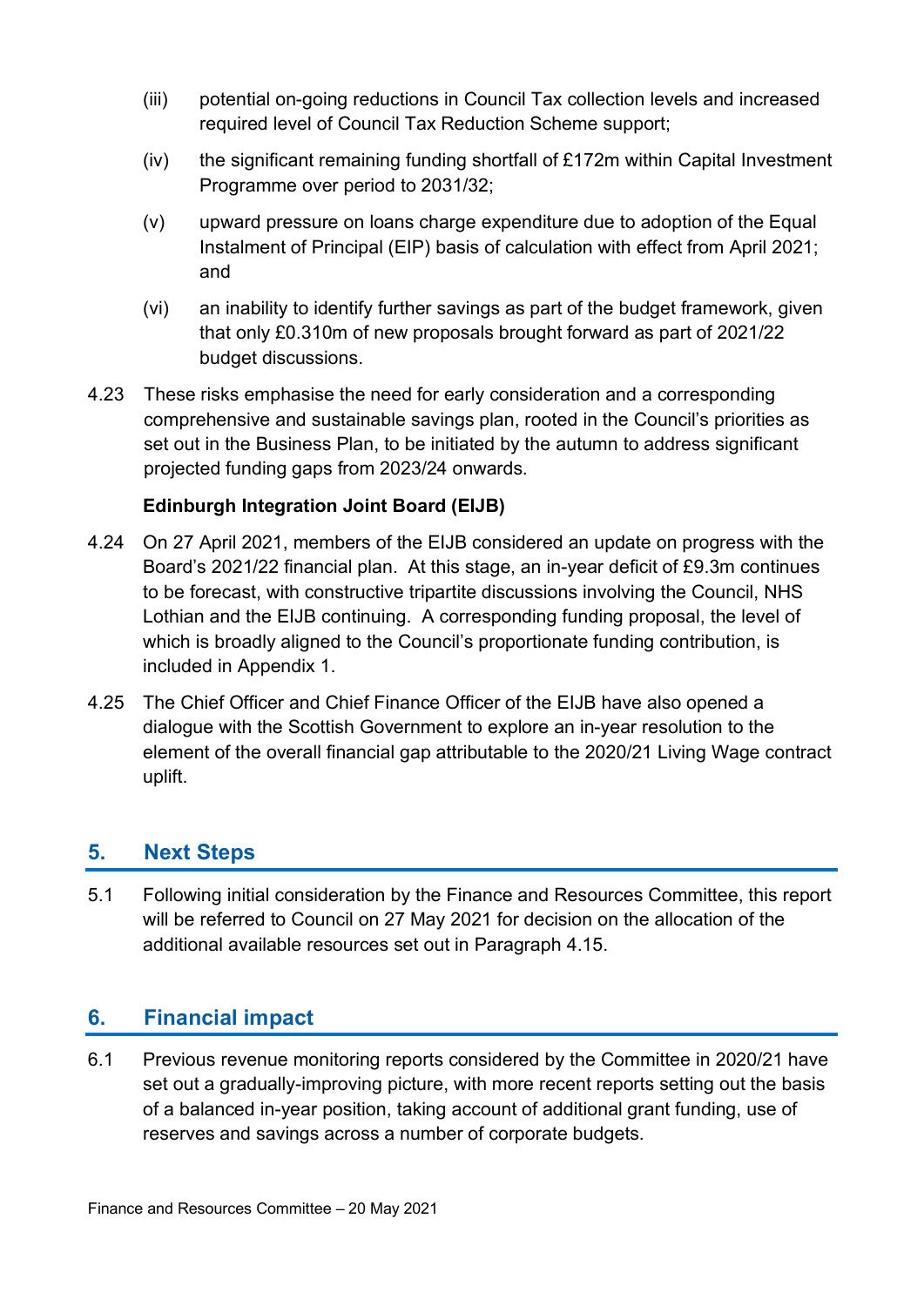(iii) potential on-going reductions in Council Tax collection levels and increased required level of Council Tax Reduction Scheme support;

(iv) the significant remaining funding shortfall of £172m within Capital Investment Programme over period to 2031/32;

(v) upward pressure on loans charge expenditure due to adoption of the Equal Instalment of Principal (EIP) basis of calculation with effect from April 2021; and

(vi) an inability to identify further savings as part of the budget framework, given that only £0.310m of new proposals brought forward as part of 2021/22 budget discussions.

4.23 These risks emphasise the need for early consideration and a corresponding comprehensive and sustainable savings plan, rooted in the Council's priorities as set out in the Business Plan, to be initiated by the autumn to address significant projected funding gaps from 2023/24 onwards.

**Edinburgh Integration Joint Board (EIJB)**

4.24 On 27 April 2021, members of the EIJB considered an update on progress with the Board's 2021/22 financial plan. At this stage, an in-year deficit of £9.3m continues to be forecast, with constructive tripartite discussions involving the Council, NHS Lothian and the EIJB continuing. A corresponding funding proposal, the level of which is broadly aligned to the Council's proportionate funding contribution, is included in Appendix 1.

4.25 The Chief Officer and Chief Finance Officer of the EIJB have also opened a dialogue with the Scottish Government to explore an in-year resolution to the element of the overall financial gap attributable to the 2020/21 Living Wage contract uplift.

## 5. Next Steps

5.1 Following initial consideration by the Finance and Resources Committee, this report will be referred to Council on 27 May 2021 for decision on the allocation of the additional available resources set out in Paragraph 4.15.

## 6. Financial impact

6.1 Previous revenue monitoring reports considered by the Committee in 2020/21 have set out a gradually-improving picture, with more recent reports setting out the basis of a balanced in-year position, taking account of additional grant funding, use of reserves and savings across a number of corporate budgets.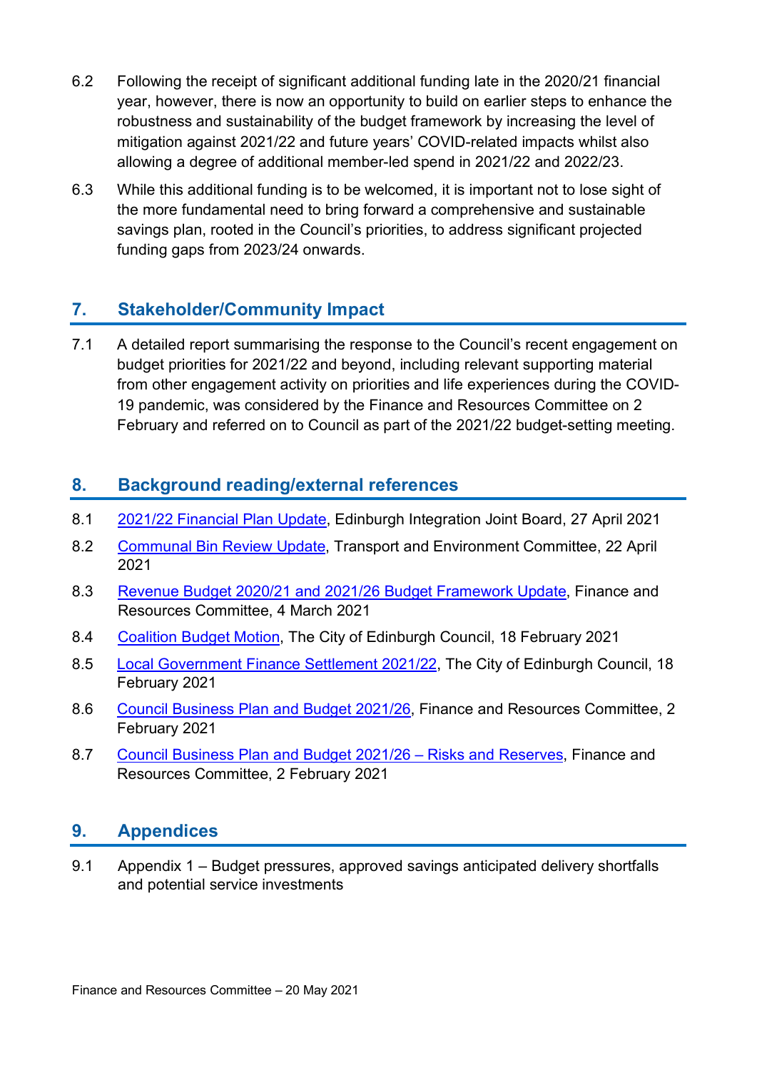6.2 Following the receipt of significant additional funding late in the 2020/21 financial year, however, there is now an opportunity to build on earlier steps to enhance the robustness and sustainability of the budget framework by increasing the level of mitigation against 2021/22 and future years' COVID-related impacts whilst also allowing a degree of additional member-led spend in 2021/22 and 2022/23.

6.3 While this additional funding is to be welcomed, it is important not to lose sight of the more fundamental need to bring forward a comprehensive and sustainable savings plan, rooted in the Council's priorities, to address significant projected funding gaps from 2023/24 onwards.

## 7. Stakeholder/Community Impact

7.1 A detailed report summarising the response to the Council's recent engagement on budget priorities for 2021/22 and beyond, including relevant supporting material from other engagement activity on priorities and life experiences during the COVID-19 pandemic, was considered by the Finance and Resources Committee on 2 February and referred on to Council as part of the 2021/22 budget-setting meeting.

## 8. Background reading/external references

8.1 2021/22 Financial Plan Update, Edinburgh Integration Joint Board, 27 April 2021

8.2 Communal Bin Review Update, Transport and Environment Committee, 22 April 2021

8.3 Revenue Budget 2020/21 and 2021/26 Budget Framework Update, Finance and Resources Committee, 4 March 2021

8.4 Coalition Budget Motion, The City of Edinburgh Council, 18 February 2021

8.5 Local Government Finance Settlement 2021/22, The City of Edinburgh Council, 18 February 2021

8.6 Council Business Plan and Budget 2021/26, Finance and Resources Committee, 2 February 2021

8.7 Council Business Plan and Budget 2021/26 – Risks and Reserves, Finance and Resources Committee, 2 February 2021

## 9. Appendices

9.1 Appendix 1 – Budget pressures, approved savings anticipated delivery shortfalls and potential service investments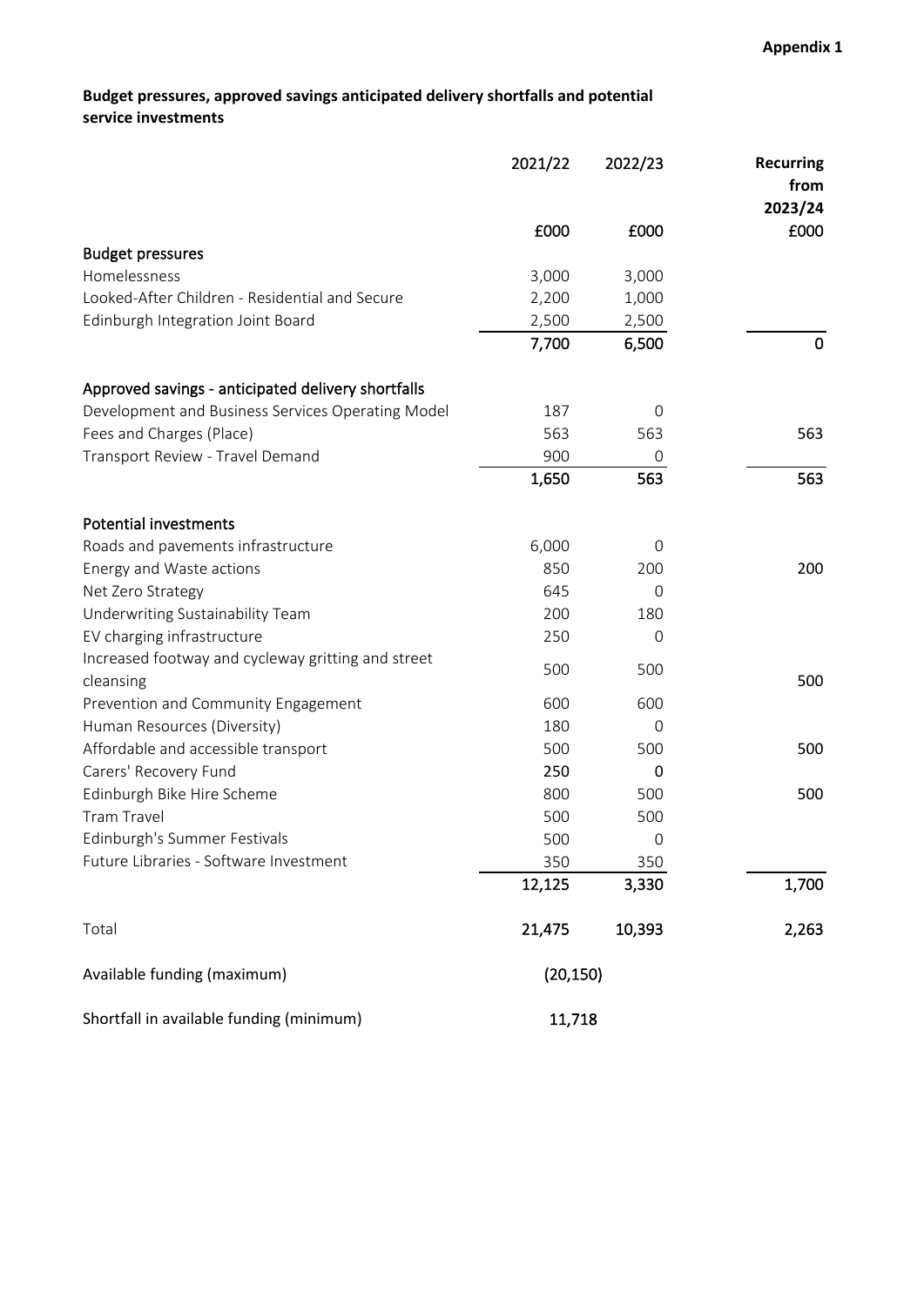**Appendix 1**

**Budget pressures, approved savings anticipated delivery shortfalls and potential service investments**

| | 2021/22 | 2022/23 | **Recurring from 2023/24** |
|---|---|---|---|
| | £000 | £000 | £000 |
| Budget pressures | | | |
| Homelessness | 3,000 | 3,000 | |
| Looked-After Children - Residential and Secure | 2,200 | 1,000 | |
| Edinburgh Integration Joint Board | 2,500 | 2,500 | |
| | 7,700 | 6,500 | 0 |
| Approved savings - anticipated delivery shortfalls | | | |
| Development and Business Services Operating Model | 187 | 0 | |
| Fees and Charges (Place) | 563 | 563 | 563 |
| Transport Review - Travel Demand | 900 | 0 | |
| | 1,650 | 563 | 563 |
| Potential investments | | | |
| Roads and pavements infrastructure | 6,000 | 0 | |
| Energy and Waste actions | 850 | 200 | 200 |
| Net Zero Strategy | 645 | 0 | |
| Underwriting Sustainability Team | 200 | 180 | |
| EV charging infrastructure | 250 | 0 | |
| Increased footway and cycleway gritting and street cleansing | 500 | 500 | 500 |
| Prevention and Community Engagement | 600 | 600 | |
| Human Resources (Diversity) | 180 | 0 | |
| Affordable and accessible transport | 500 | 500 | 500 |
| Carers' Recovery Fund | 250 | 0 | |
| Edinburgh Bike Hire Scheme | 800 | 500 | 500 |
| Tram Travel | 500 | 500 | |
| Edinburgh's Summer Festivals | 500 | 0 | |
| Future Libraries - Software Investment | 350 | 350 | |
| | 12,125 | 3,330 | 1,700 |
| Total | 21,475 | 10,393 | 2,263 |
| Available funding (maximum) | (20,150) | | |
| Shortfall in available funding (minimum) | 11,718 | | |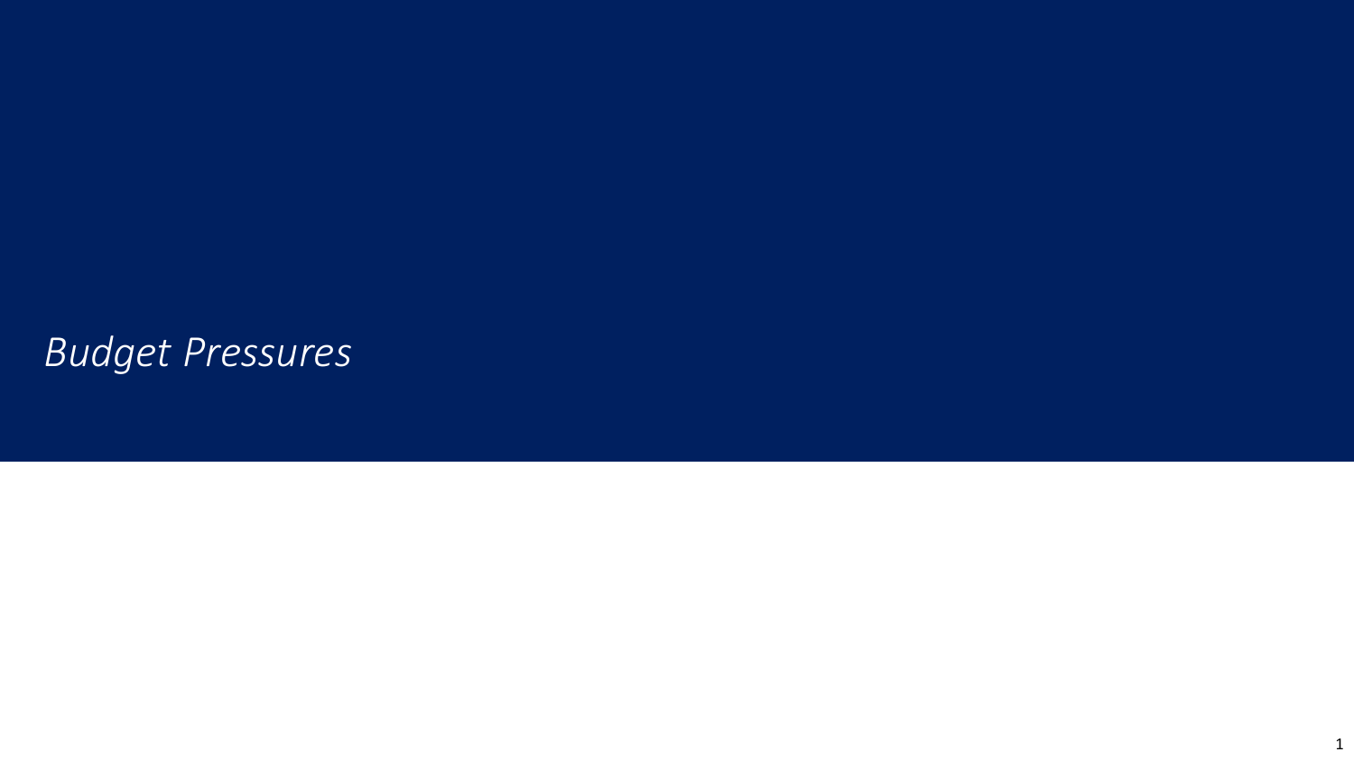# *Budget Pressures*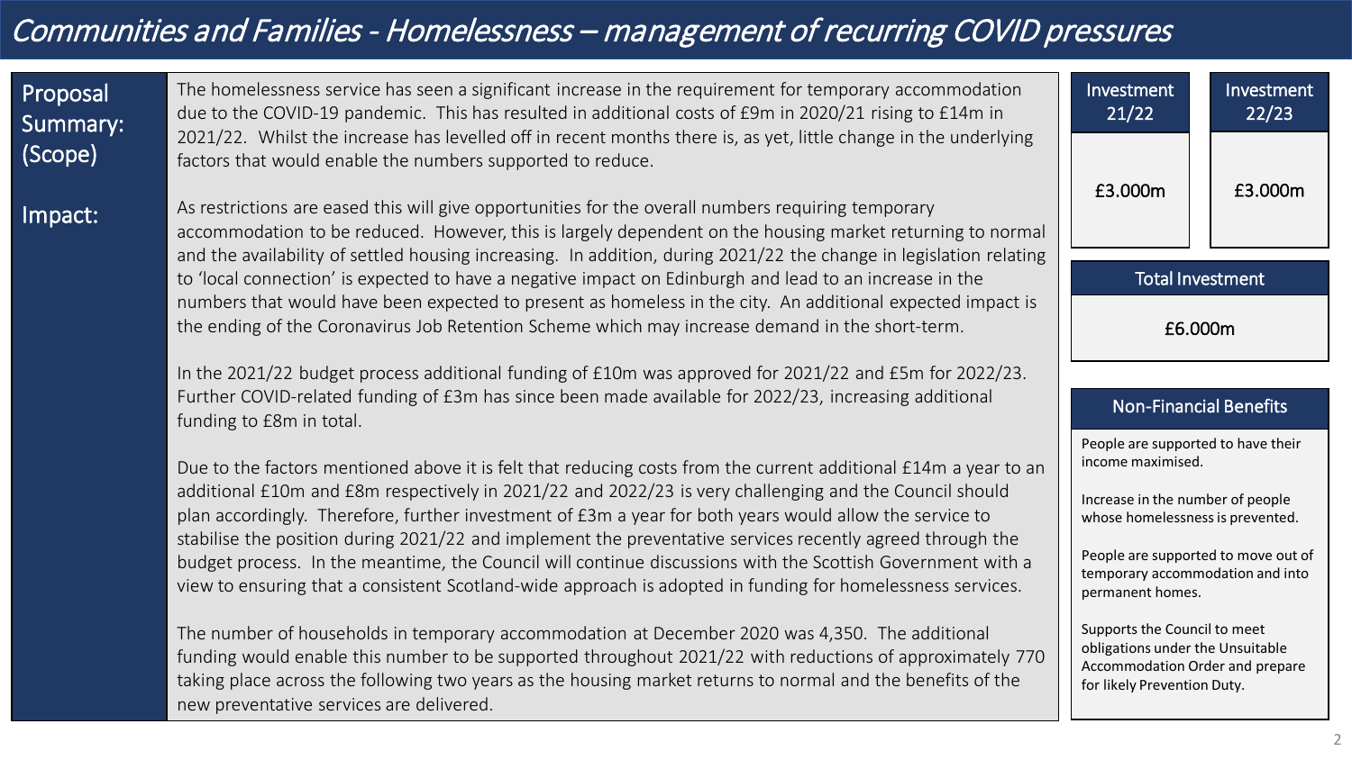# Communities and Families - Homelessness – management of recurring COVID pressures

**Proposal Summary: (Scope)**

The homelessness service has seen a significant increase in the requirement for temporary accommodation due to the COVID-19 pandemic. This has resulted in additional costs of £9m in 2020/21 rising to £14m in 2021/22. Whilst the increase has levelled off in recent months there is, as yet, little change in the underlying factors that would enable the numbers supported to reduce.

**Impact:**

As restrictions are eased this will give opportunities for the overall numbers requiring temporary accommodation to be reduced. However, this is largely dependent on the housing market returning to normal and the availability of settled housing increasing. In addition, during 2021/22 the change in legislation relating to 'local connection' is expected to have a negative impact on Edinburgh and lead to an increase in the numbers that would have been expected to present as homeless in the city. An additional expected impact is the ending of the Coronavirus Job Retention Scheme which may increase demand in the short-term.

In the 2021/22 budget process additional funding of £10m was approved for 2021/22 and £5m for 2022/23. Further COVID-related funding of £3m has since been made available for 2022/23, increasing additional funding to £8m in total.

Due to the factors mentioned above it is felt that reducing costs from the current additional £14m a year to an additional £10m and £8m respectively in 2021/22 and 2022/23 is very challenging and the Council should plan accordingly. Therefore, further investment of £3m a year for both years would allow the service to stabilise the position during 2021/22 and implement the preventative services recently agreed through the budget process. In the meantime, the Council will continue discussions with the Scottish Government with a view to ensuring that a consistent Scotland-wide approach is adopted in funding for homelessness services.

The number of households in temporary accommodation at December 2020 was 4,350. The additional funding would enable this number to be supported throughout 2021/22 with reductions of approximately 770 taking place across the following two years as the housing market returns to normal and the benefits of the new preventative services are delivered.

| Investment 21/22 | Investment 22/23 |
| --- | --- |
| £3.000m | £3.000m |

| Total Investment |
| --- |
| £6.000m |

**Non-Financial Benefits**

People are supported to have their income maximised.

Increase in the number of people whose homelessness is prevented.

People are supported to move out of temporary accommodation and into permanent homes.

Supports the Council to meet obligations under the Unsuitable Accommodation Order and prepare for likely Prevention Duty.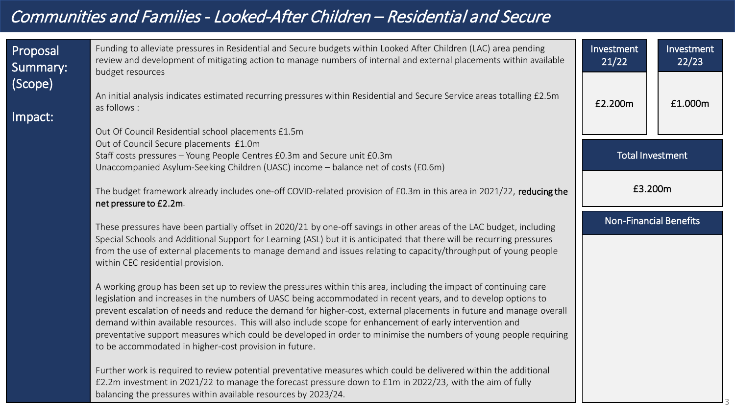# Communities and Families - Looked-After Children – Residential and Secure

**Proposal Summary: (Scope)**

Funding to alleviate pressures in Residential and Secure budgets within Looked After Children (LAC) area pending review and development of mitigating action to manage numbers of internal and external placements within available budget resources

**Impact:**

An initial analysis indicates estimated recurring pressures within Residential and Secure Service areas totalling £2.5m as follows :

Out Of Council Residential school placements £1.5m
Out of Council Secure placements £1.0m
Staff costs pressures – Young People Centres £0.3m and Secure unit £0.3m
Unaccompanied Asylum-Seeking Children (UASC) income – balance net of costs (£0.6m)

The budget framework already includes one-off COVID-related provision of £0.3m in this area in 2021/22, **reducing the net pressure to £2.2m**.

These pressures have been partially offset in 2020/21 by one-off savings in other areas of the LAC budget, including Special Schools and Additional Support for Learning (ASL) but it is anticipated that there will be recurring pressures from the use of external placements to manage demand and issues relating to capacity/throughput of young people within CEC residential provision.

A working group has been set up to review the pressures within this area, including the impact of continuing care legislation and increases in the numbers of UASC being accommodated in recent years, and to develop options to prevent escalation of needs and reduce the demand for higher-cost, external placements in future and manage overall demand within available resources. This will also include scope for enhancement of early intervention and preventative support measures which could be developed in order to minimise the numbers of young people requiring to be accommodated in higher-cost provision in future.

Further work is required to review potential preventative measures which could be delivered within the additional £2.2m investment in 2021/22 to manage the forecast pressure down to £1m in 2022/23, with the aim of fully balancing the pressures within available resources by 2023/24.

| Investment 21/22 | Investment 22/23 |
| --- | --- |
| £2.200m | £1.000m |

| Total Investment |
| --- |
| £3.200m |

**Non-Financial Benefits**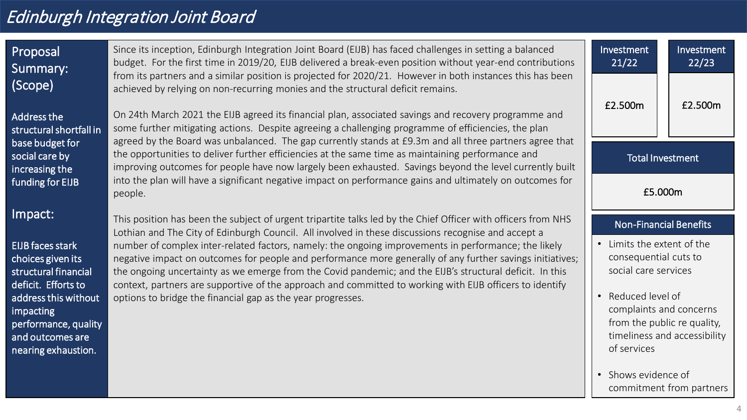# Edinburgh Integration Joint Board

## Proposal Summary: (Scope)

Address the structural shortfall in base budget for social care by increasing the funding for EIJB

## Impact:

EIJB faces stark choices given its structural financial deficit. Efforts to address this without impacting performance, quality and outcomes are nearing exhaustion.

Since its inception, Edinburgh Integration Joint Board (EIJB) has faced challenges in setting a balanced budget. For the first time in 2019/20, EIJB delivered a break-even position without year-end contributions from its partners and a similar position is projected for 2020/21. However in both instances this has been achieved by relying on non-recurring monies and the structural deficit remains.

On 24th March 2021 the EIJB agreed its financial plan, associated savings and recovery programme and some further mitigating actions. Despite agreeing a challenging programme of efficiencies, the plan agreed by the Board was unbalanced. The gap currently stands at £9.3m and all three partners agree that the opportunities to deliver further efficiencies at the same time as maintaining performance and improving outcomes for people have now largely been exhausted. Savings beyond the level currently built into the plan will have a significant negative impact on performance gains and ultimately on outcomes for people.

This position has been the subject of urgent tripartite talks led by the Chief Officer with officers from NHS Lothian and The City of Edinburgh Council. All involved in these discussions recognise and accept a number of complex inter-related factors, namely: the ongoing improvements in performance; the likely negative impact on outcomes for people and performance more generally of any further savings initiatives; the ongoing uncertainty as we emerge from the Covid pandemic; and the EIJB's structural deficit. In this context, partners are supportive of the approach and committed to working with EIJB officers to identify options to bridge the financial gap as the year progresses.

| Investment 21/22 | Investment 22/23 |
| --- | --- |
| £2.500m | £2.500m |

| Total Investment |
| --- |
| £5.000m |

### Non-Financial Benefits

- Limits the extent of the consequential cuts to social care services
- Reduced level of complaints and concerns from the public re quality, timeliness and accessibility of services
- Shows evidence of commitment from partners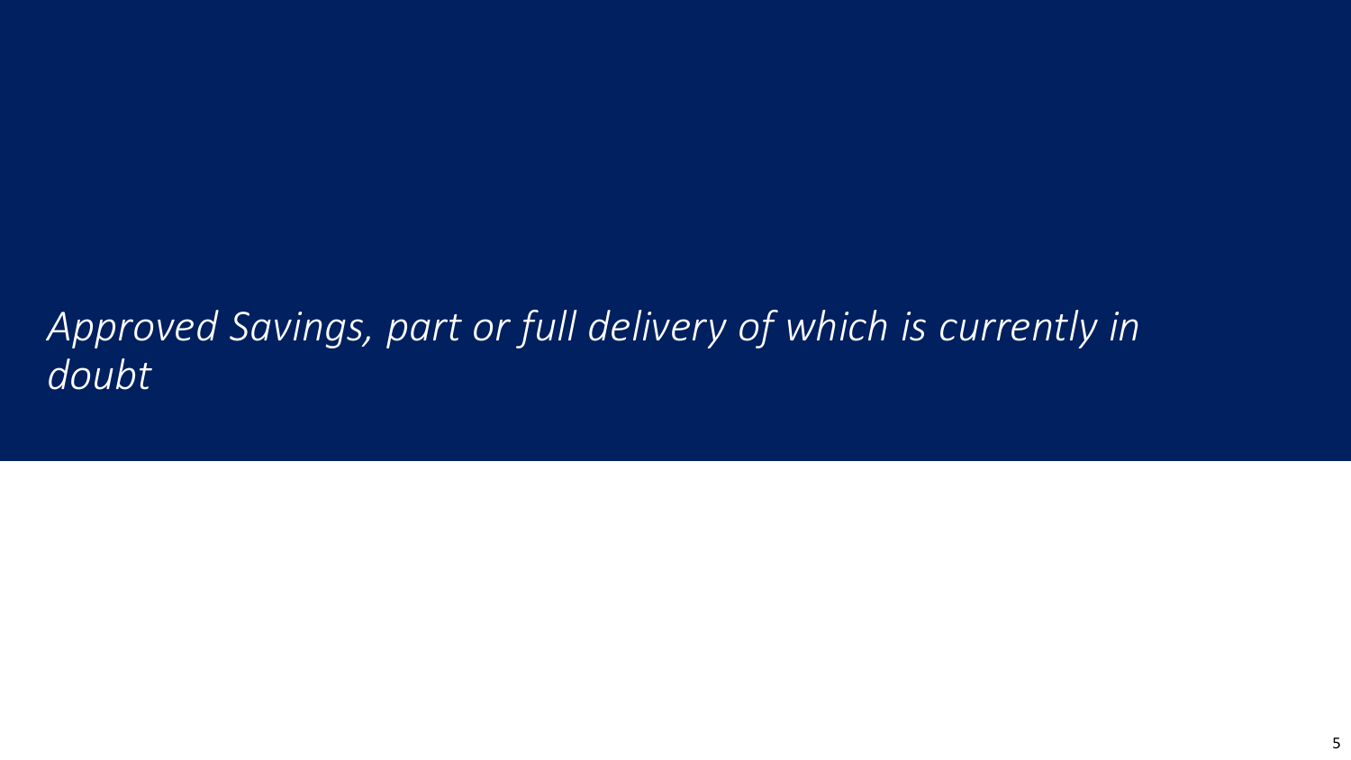# *Approved Savings, part or full delivery of which is currently in doubt*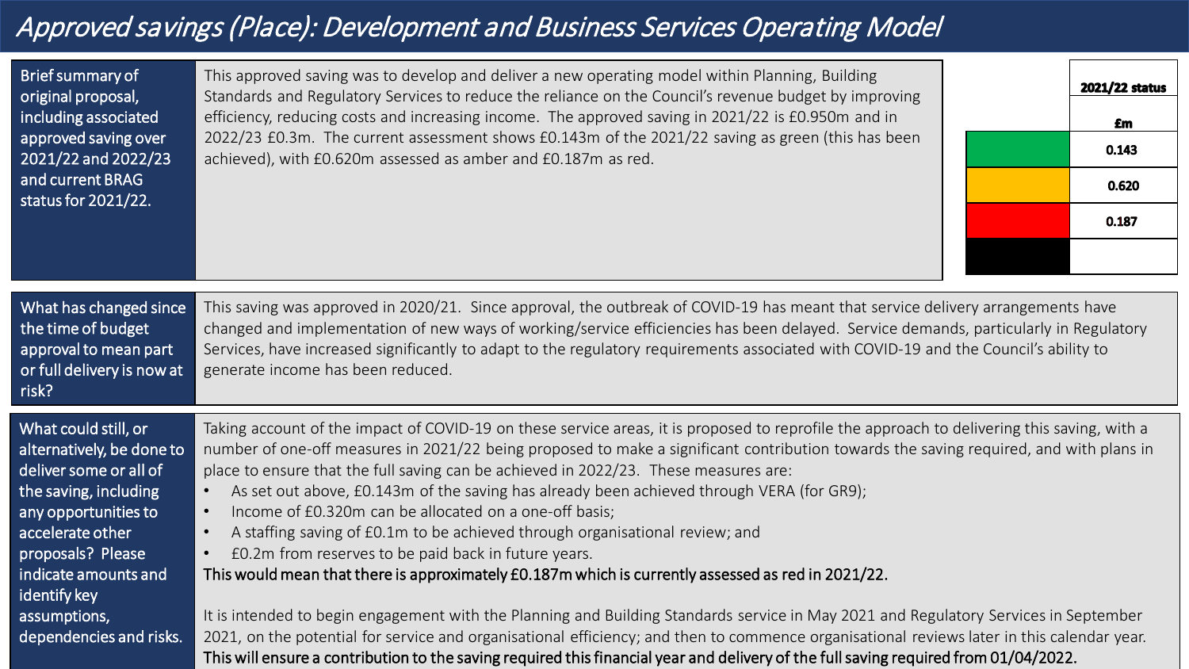# Approved savings (Place): Development and Business Services Operating Model

**Brief summary of original proposal, including associated approved saving over 2021/22 and 2022/23 and current BRAG status for 2021/22.**

This approved saving was to develop and deliver a new operating model within Planning, Building Standards and Regulatory Services to reduce the reliance on the Council's revenue budget by improving efficiency, reducing costs and increasing income. The approved saving in 2021/22 is £0.950m and in 2022/23 £0.3m. The current assessment shows £0.143m of the 2021/22 saving as green (this has been achieved), with £0.620m assessed as amber and £0.187m as red.

| | 2021/22 status £m |
|---|---|
| Green | 0.143 |
| Amber | 0.620 |
| Red | 0.187 |
| Black | |

**What has changed since the time of budget approval to mean part or full delivery is now at risk?**

This saving was approved in 2020/21. Since approval, the outbreak of COVID-19 has meant that service delivery arrangements have changed and implementation of new ways of working/service efficiencies has been delayed. Service demands, particularly in Regulatory Services, have increased significantly to adapt to the regulatory requirements associated with COVID-19 and the Council's ability to generate income has been reduced.

**What could still, or alternatively, be done to deliver some or all of the saving, including any opportunities to accelerate other proposals? Please indicate amounts and identify key assumptions, dependencies and risks.**

Taking account of the impact of COVID-19 on these service areas, it is proposed to reprofile the approach to delivering this saving, with a number of one-off measures in 2021/22 being proposed to make a significant contribution towards the saving required, and with plans in place to ensure that the full saving can be achieved in 2022/23. These measures are:

- As set out above, £0.143m of the saving has already been achieved through VERA (for GR9);
- Income of £0.320m can be allocated on a one-off basis;
- A staffing saving of £0.1m to be achieved through organisational review; and
- £0.2m from reserves to be paid back in future years.

**This would mean that there is approximately £0.187m which is currently assessed as red in 2021/22.**

It is intended to begin engagement with the Planning and Building Standards service in May 2021 and Regulatory Services in September 2021, on the potential for service and organisational efficiency; and then to commence organisational reviews later in this calendar year. **This will ensure a contribution to the saving required this financial year and delivery of the full saving required from 01/04/2022.**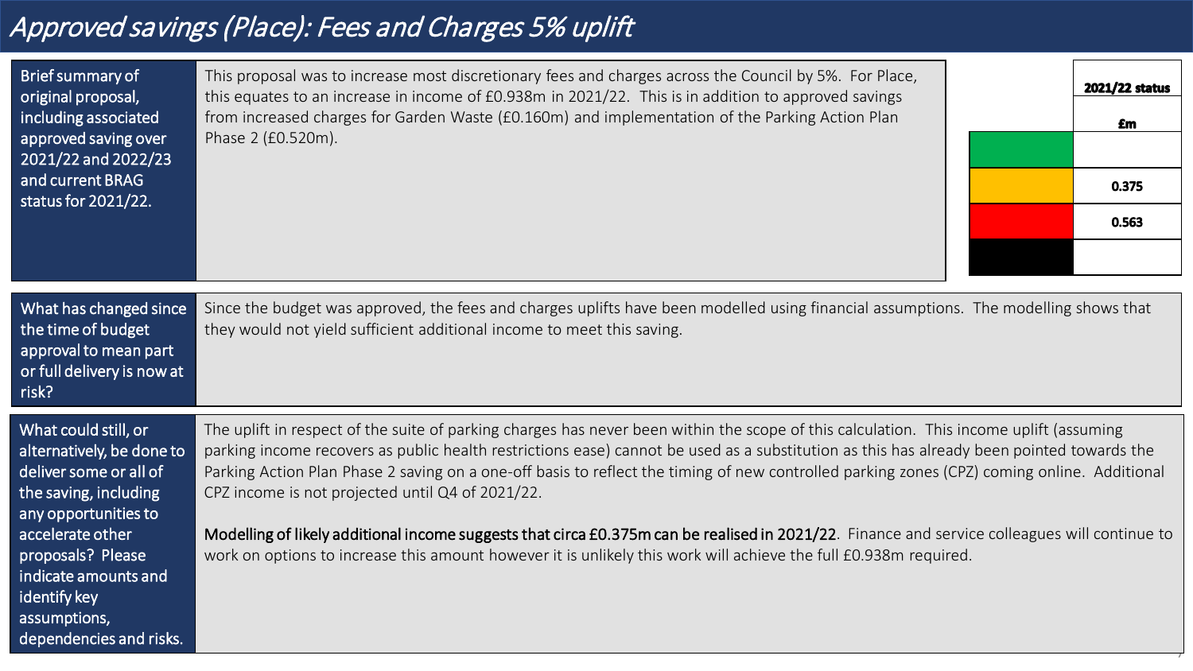# Approved savings (Place): Fees and Charges 5% uplift

**Brief summary of original proposal, including associated approved saving over 2021/22 and 2022/23 and current BRAG status for 2021/22.**

This proposal was to increase most discretionary fees and charges across the Council by 5%. For Place, this equates to an increase in income of £0.938m in 2021/22. This is in addition to approved savings from increased charges for Garden Waste (£0.160m) and implementation of the Parking Action Plan Phase 2 (£0.520m).

| | 2021/22 status £m |
|---|---|
| Green | |
| Amber | 0.375 |
| Red | 0.563 |
| Black | |

**What has changed since the time of budget approval to mean part or full delivery is now at risk?**

Since the budget was approved, the fees and charges uplifts have been modelled using financial assumptions. The modelling shows that they would not yield sufficient additional income to meet this saving.

**What could still, or alternatively, be done to deliver some or all of the saving, including any opportunities to accelerate other proposals? Please indicate amounts and identify key assumptions, dependencies and risks.**

The uplift in respect of the suite of parking charges has never been within the scope of this calculation. This income uplift (assuming parking income recovers as public health restrictions ease) cannot be used as a substitution as this has already been pointed towards the Parking Action Plan Phase 2 saving on a one-off basis to reflect the timing of new controlled parking zones (CPZ) coming online. Additional CPZ income is not projected until Q4 of 2021/22.

Modelling of likely additional income suggests that circa £0.375m can be realised in 2021/22. Finance and service colleagues will continue to work on options to increase this amount however it is unlikely this work will achieve the full £0.938m required.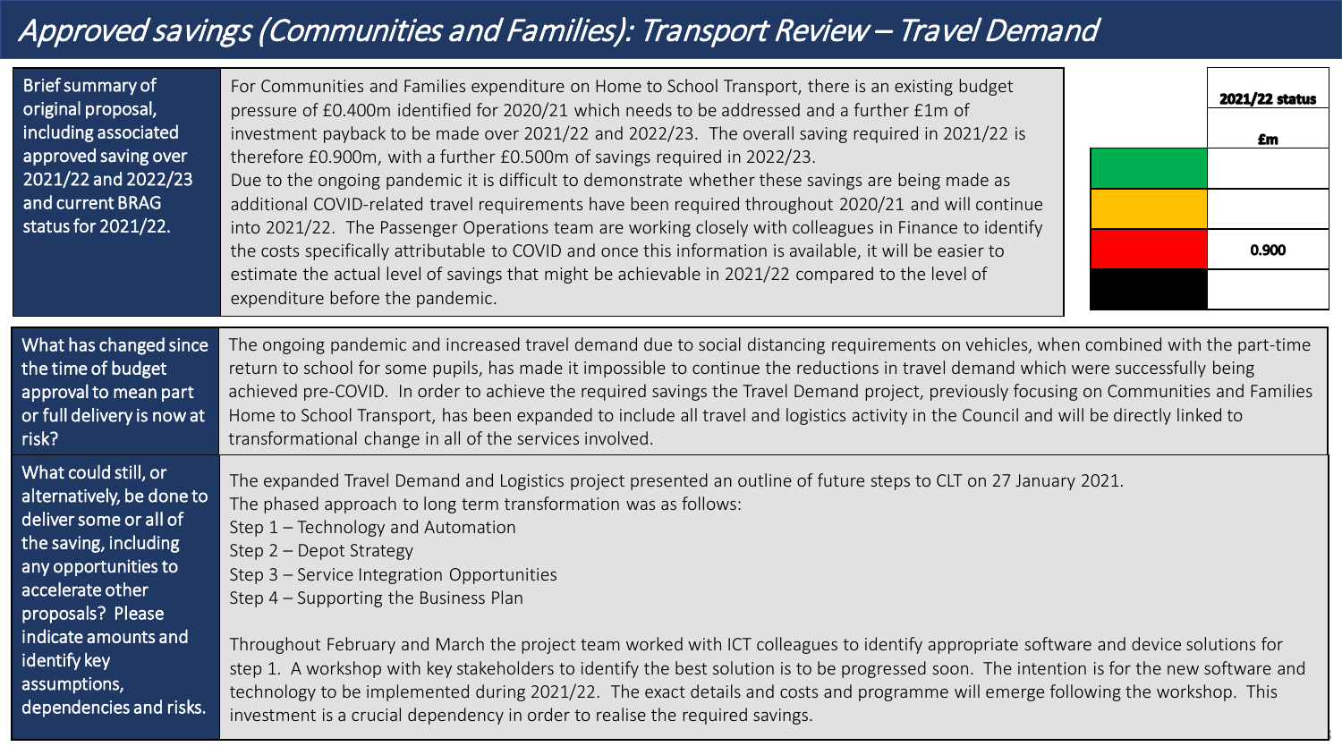# Approved savings (Communities and Families): Transport Review – Travel Demand

| | | | |
|---|---|---|---|
| **Brief summary of original proposal, including associated approved saving over 2021/22 and 2022/23 and current BRAG status for 2021/22.** | For Communities and Families expenditure on Home to School Transport, there is an existing budget pressure of £0.400m identified for 2020/21 which needs to be addressed and a further £1m of investment payback to be made over 2021/22 and 2022/23. The overall saving required in 2021/22 is therefore £0.900m, with a further £0.500m of savings required in 2022/23.<br>Due to the ongoing pandemic it is difficult to demonstrate whether these savings are being made as additional COVID-related travel requirements have been required throughout 2020/21 and will continue into 2021/22. The Passenger Operations team are working closely with colleagues in Finance to identify the costs specifically attributable to COVID and once this information is available, it will be easier to estimate the actual level of savings that might be achievable in 2021/22 compared to the level of expenditure before the pandemic. | | |

| | 2021/22 status £m |
|---|---|
| Green | |
| Amber | |
| Red | 0.900 |
| Black | |

| | |
|---|---|
| **What has changed since the time of budget approval to mean part or full delivery is now at risk?** | The ongoing pandemic and increased travel demand due to social distancing requirements on vehicles, when combined with the part-time return to school for some pupils, has made it impossible to continue the reductions in travel demand which were successfully being achieved pre-COVID. In order to achieve the required savings the Travel Demand project, previously focusing on Communities and Families Home to School Transport, has been expanded to include all travel and logistics activity in the Council and will be directly linked to transformational change in all of the services involved. |
| **What could still, or alternatively, be done to deliver some or all of the saving, including any opportunities to accelerate other proposals? Please indicate amounts and identify key assumptions, dependencies and risks.** | The expanded Travel Demand and Logistics project presented an outline of future steps to CLT on 27 January 2021.<br>The phased approach to long term transformation was as follows:<br>Step 1 – Technology and Automation<br>Step 2 – Depot Strategy<br>Step 3 – Service Integration Opportunities<br>Step 4 – Supporting the Business Plan<br><br>Throughout February and March the project team worked with ICT colleagues to identify appropriate software and device solutions for step 1. A workshop with key stakeholders to identify the best solution is to be progressed soon. The intention is for the new software and technology to be implemented during 2021/22. The exact details and costs and programme will emerge following the workshop. This investment is a crucial dependency in order to realise the required savings. |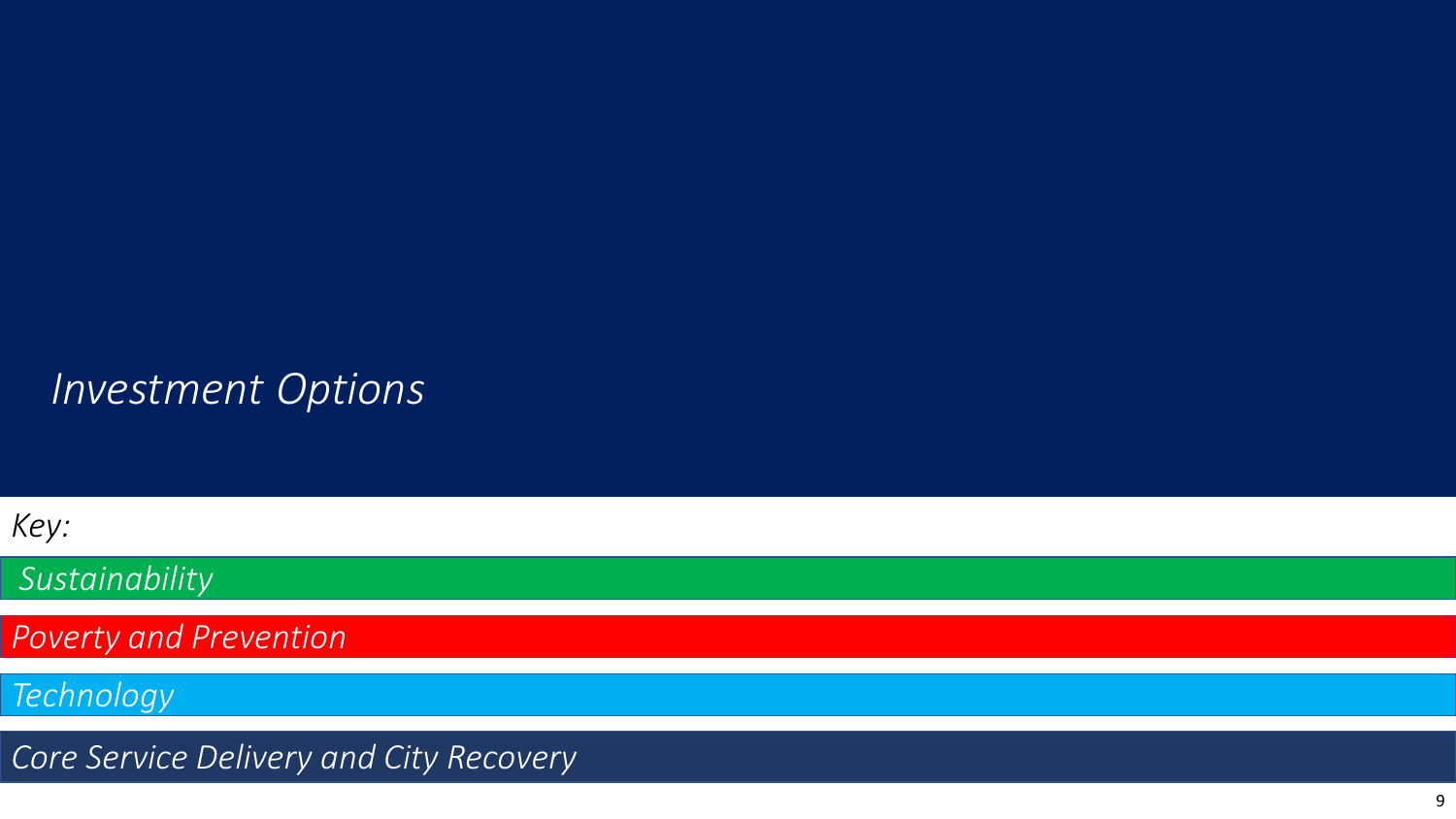# *Investment Options*

*Key:*

*Sustainability*

*Poverty and Prevention*

*Technology*

*Core Service Delivery and City Recovery*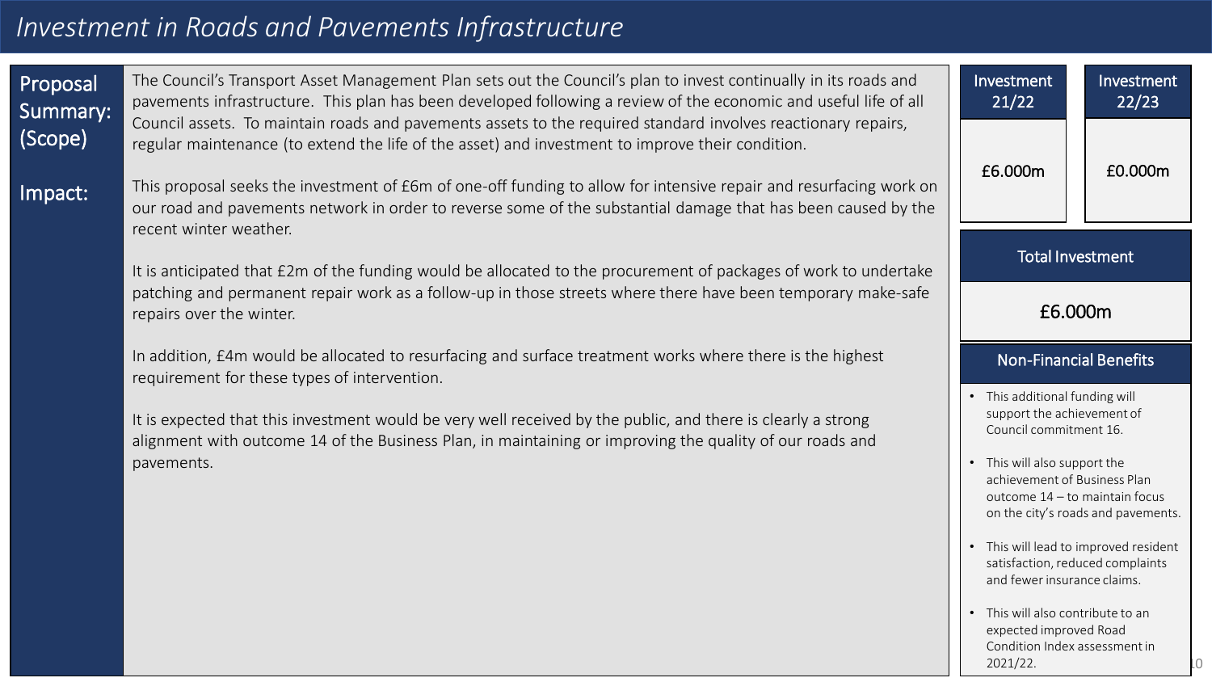# Investment in Roads and Pavements Infrastructure

**Proposal Summary: (Scope)**

The Council's Transport Asset Management Plan sets out the Council's plan to invest continually in its roads and pavements infrastructure. This plan has been developed following a review of the economic and useful life of all Council assets. To maintain roads and pavements assets to the required standard involves reactionary repairs, regular maintenance (to extend the life of the asset) and investment to improve their condition.

**Impact:**

This proposal seeks the investment of £6m of one-off funding to allow for intensive repair and resurfacing work on our road and pavements network in order to reverse some of the substantial damage that has been caused by the recent winter weather.

It is anticipated that £2m of the funding would be allocated to the procurement of packages of work to undertake patching and permanent repair work as a follow-up in those streets where there have been temporary make-safe repairs over the winter.

In addition, £4m would be allocated to resurfacing and surface treatment works where there is the highest requirement for these types of intervention.

It is expected that this investment would be very well received by the public, and there is clearly a strong alignment with outcome 14 of the Business Plan, in maintaining or improving the quality of our roads and pavements.

| Investment 21/22 | Investment 22/23 |
|---|---|
| £6.000m | £0.000m |

| Total Investment |
|---|
| £6.000m |

**Non-Financial Benefits**

- This additional funding will support the achievement of Council commitment 16.
- This will also support the achievement of Business Plan outcome 14 – to maintain focus on the city's roads and pavements.
- This will lead to improved resident satisfaction, reduced complaints and fewer insurance claims.
- This will also contribute to an expected improved Road Condition Index assessment in 2021/22.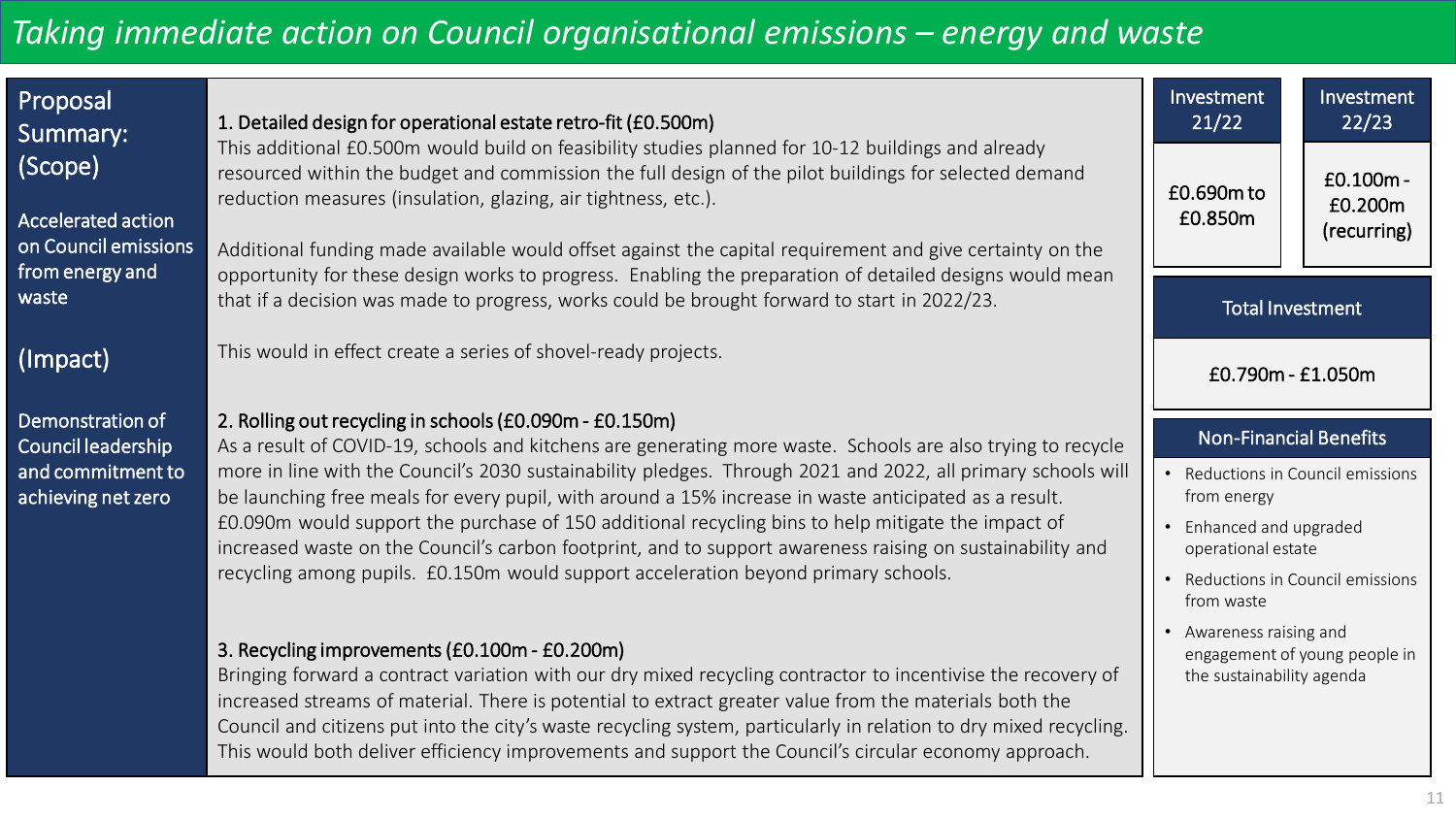# Taking immediate action on Council organisational emissions – energy and waste

## Proposal Summary: (Scope)

Accelerated action on Council emissions from energy and waste

## (Impact)

Demonstration of Council leadership and commitment to achieving net zero

**1. Detailed design for operational estate retro-fit (£0.500m)**

This additional £0.500m would build on feasibility studies planned for 10-12 buildings and already resourced within the budget and commission the full design of the pilot buildings for selected demand reduction measures (insulation, glazing, air tightness, etc.).

Additional funding made available would offset against the capital requirement and give certainty on the opportunity for these design works to progress. Enabling the preparation of detailed designs would mean that if a decision was made to progress, works could be brought forward to start in 2022/23.

This would in effect create a series of shovel-ready projects.

**2. Rolling out recycling in schools (£0.090m - £0.150m)**

As a result of COVID-19, schools and kitchens are generating more waste. Schools are also trying to recycle more in line with the Council's 2030 sustainability pledges. Through 2021 and 2022, all primary schools will be launching free meals for every pupil, with around a 15% increase in waste anticipated as a result. £0.090m would support the purchase of 150 additional recycling bins to help mitigate the impact of increased waste on the Council's carbon footprint, and to support awareness raising on sustainability and recycling among pupils. £0.150m would support acceleration beyond primary schools.

**3. Recycling improvements (£0.100m - £0.200m)**

Bringing forward a contract variation with our dry mixed recycling contractor to incentivise the recovery of increased streams of material. There is potential to extract greater value from the materials both the Council and citizens put into the city's waste recycling system, particularly in relation to dry mixed recycling. This would both deliver efficiency improvements and support the Council's circular economy approach.

| Investment 21/22 | Investment 22/23 |
|---|---|
| £0.690m to £0.850m | £0.100m - £0.200m (recurring) |

| Total Investment |
|---|
| £0.790m - £1.050m |

**Non-Financial Benefits**

- Reductions in Council emissions from energy
- Enhanced and upgraded operational estate
- Reductions in Council emissions from waste
- Awareness raising and engagement of young people in the sustainability agenda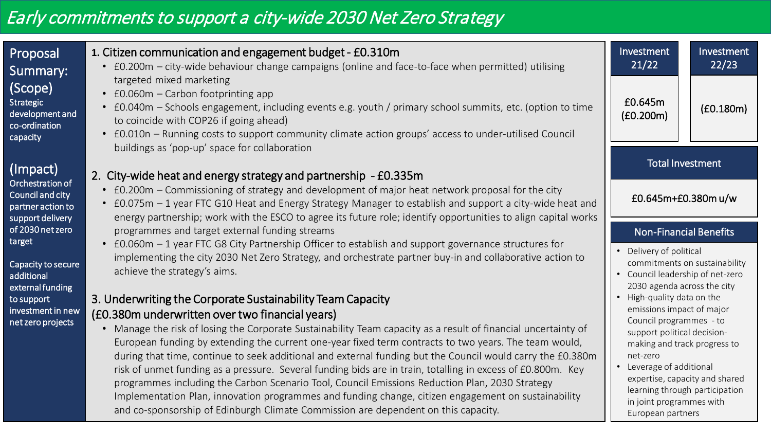# *Early commitments to support a city-wide 2030 Net Zero Strategy*

## Proposal Summary: (Scope)

Strategic development and co-ordination capacity

## (Impact)

Orchestration of Council and city partner action to support delivery of 2030 net zero target

Capacity to secure additional external funding to support investment in new net zero projects

### 1. Citizen communication and engagement budget - £0.310m

- £0.200m – city-wide behaviour change campaigns (online and face-to-face when permitted) utilising targeted mixed marketing
- £0.060m – Carbon footprinting app
- £0.040m – Schools engagement, including events e.g. youth / primary school summits, etc. (option to time to coincide with COP26 if going ahead)
- £0.010n – Running costs to support community climate action groups' access to under-utilised Council buildings as 'pop-up' space for collaboration

### 2. City-wide heat and energy strategy and partnership - £0.335m

- £0.200m – Commissioning of strategy and development of major heat network proposal for the city
- £0.075m – 1 year FTC G10 Heat and Energy Strategy Manager to establish and support a city-wide heat and energy partnership; work with the ESCO to agree its future role; identify opportunities to align capital works programmes and target external funding streams
- £0.060m – 1 year FTC G8 City Partnership Officer to establish and support governance structures for implementing the city 2030 Net Zero Strategy, and orchestrate partner buy-in and collaborative action to achieve the strategy's aims.

### 3. Underwriting the Corporate Sustainability Team Capacity (£0.380m underwritten over two financial years)

- Manage the risk of losing the Corporate Sustainability Team capacity as a result of financial uncertainty of European funding by extending the current one-year fixed term contracts to two years. The team would, during that time, continue to seek additional and external funding but the Council would carry the £0.380m risk of unmet funding as a pressure. Several funding bids are in train, totalling in excess of £0.800m. Key programmes including the Carbon Scenario Tool, Council Emissions Reduction Plan, 2030 Strategy Implementation Plan, innovation programmes and funding change, citizen engagement on sustainability and co-sponsorship of Edinburgh Climate Commission are dependent on this capacity.

| Investment 21/22 | Investment 22/23 |
| --- | --- |
| £0.645m (£0.200m) | (£0.180m) |

| Total Investment |
| --- |
| £0.645m+£0.380m u/w |

## Non-Financial Benefits

- Delivery of political commitments on sustainability
- Council leadership of net-zero 2030 agenda across the city
- High-quality data on the emissions impact of major Council programmes - to support political decision-making and track progress to net-zero
- Leverage of additional expertise, capacity and shared learning through participation in joint programmes with European partners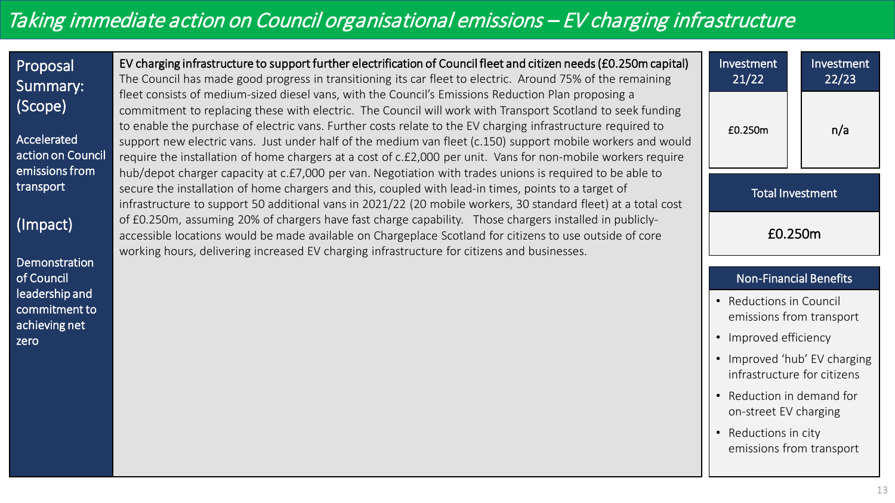# Taking immediate action on Council organisational emissions – EV charging infrastructure

## Proposal Summary: (Scope)

Accelerated action on Council emissions from transport

## (Impact)

Demonstration of Council leadership and commitment to achieving net zero

**EV charging infrastructure to support further electrification of Council fleet and citizen needs (£0.250m capital)**

The Council has made good progress in transitioning its car fleet to electric. Around 75% of the remaining fleet consists of medium-sized diesel vans, with the Council's Emissions Reduction Plan proposing a commitment to replacing these with electric. The Council will work with Transport Scotland to seek funding to enable the purchase of electric vans. Further costs relate to the EV charging infrastructure required to support new electric vans. Just under half of the medium van fleet (c.150) support mobile workers and would require the installation of home chargers at a cost of c.£2,000 per unit. Vans for non-mobile workers require hub/depot charger capacity at c.£7,000 per van. Negotiation with trades unions is required to be able to secure the installation of home chargers and this, coupled with lead-in times, points to a target of infrastructure to support 50 additional vans in 2021/22 (20 mobile workers, 30 standard fleet) at a total cost of £0.250m, assuming 20% of chargers have fast charge capability. Those chargers installed in publicly-accessible locations would be made available on Chargeplace Scotland for citizens to use outside of core working hours, delivering increased EV charging infrastructure for citizens and businesses.

| Investment 21/22 | Investment 22/23 |
| --- | --- |
| £0.250m | n/a |

| Total Investment |
| --- |
| £0.250m |

### Non-Financial Benefits

- Reductions in Council emissions from transport
- Improved efficiency
- Improved 'hub' EV charging infrastructure for citizens
- Reduction in demand for on-street EV charging
- Reductions in city emissions from transport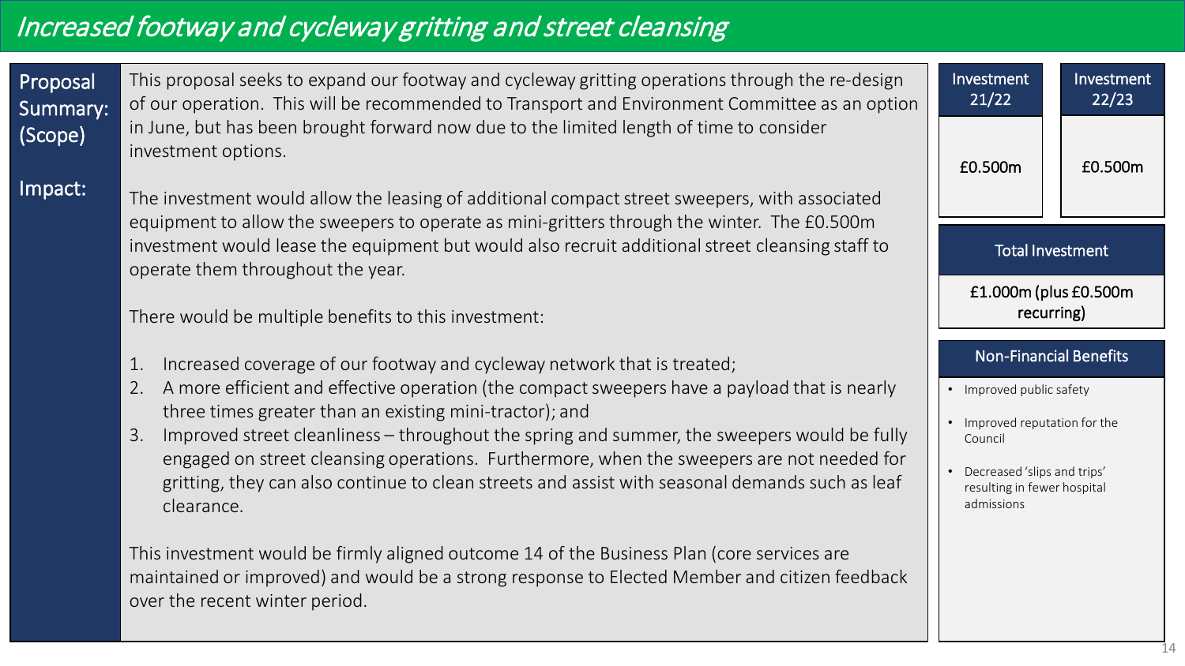# *Increased footway and cycleway gritting and street cleansing*

**Proposal Summary: (Scope)**

This proposal seeks to expand our footway and cycleway gritting operations through the re-design of our operation. This will be recommended to Transport and Environment Committee as an option in June, but has been brought forward now due to the limited length of time to consider investment options.

**Impact:**

The investment would allow the leasing of additional compact street sweepers, with associated equipment to allow the sweepers to operate as mini-gritters through the winter. The £0.500m investment would lease the equipment but would also recruit additional street cleansing staff to operate them throughout the year.

There would be multiple benefits to this investment:

1. Increased coverage of our footway and cycleway network that is treated;
2. A more efficient and effective operation (the compact sweepers have a payload that is nearly three times greater than an existing mini-tractor); and
3. Improved street cleanliness – throughout the spring and summer, the sweepers would be fully engaged on street cleansing operations. Furthermore, when the sweepers are not needed for gritting, they can also continue to clean streets and assist with seasonal demands such as leaf clearance.

This investment would be firmly aligned outcome 14 of the Business Plan (core services are maintained or improved) and would be a strong response to Elected Member and citizen feedback over the recent winter period.

| Investment 21/22 | Investment 22/23 |
| --- | --- |
| £0.500m | £0.500m |

| Total Investment |
| --- |
| £1.000m (plus £0.500m recurring) |

**Non-Financial Benefits**

- Improved public safety
- Improved reputation for the Council
- Decreased 'slips and trips' resulting in fewer hospital admissions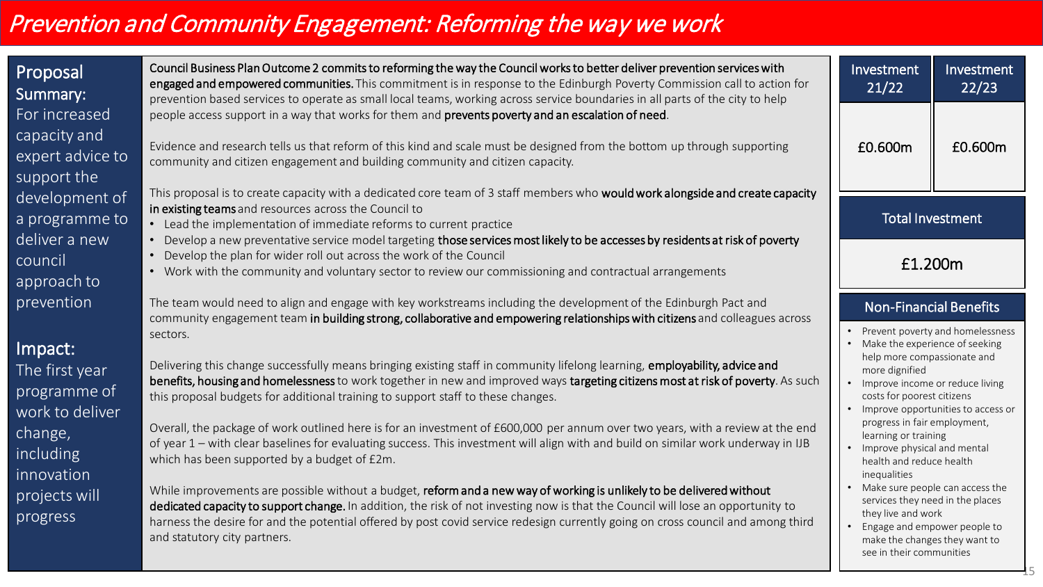# Prevention and Community Engagement: Reforming the way we work

**Proposal Summary:**
For increased capacity and expert advice to support the development of a programme to deliver a new council approach to prevention

**Impact:**
The first year programme of work to deliver change, including innovation projects will progress

**Council Business Plan Outcome 2 commits to reforming the way the Council works to better deliver prevention services with engaged and empowered communities.** This commitment is in response to the Edinburgh Poverty Commission call to action for prevention based services to operate as small local teams, working across service boundaries in all parts of the city to help people access support in a way that works for them and **prevents poverty and an escalation of need**.

Evidence and research tells us that reform of this kind and scale must be designed from the bottom up through supporting community and citizen engagement and building community and citizen capacity.

This proposal is to create capacity with a dedicated core team of 3 staff members who **would work alongside and create capacity in existing teams** and resources across the Council to

- Lead the implementation of immediate reforms to current practice
- Develop a new preventative service model targeting **those services most likely to be accesses by residents at risk of poverty**
- Develop the plan for wider roll out across the work of the Council
- Work with the community and voluntary sector to review our commissioning and contractual arrangements

The team would need to align and engage with key workstreams including the development of the Edinburgh Pact and community engagement team **in building strong, collaborative and empowering relationships with citizens** and colleagues across sectors.

Delivering this change successfully means bringing existing staff in community lifelong learning, **employability, advice and benefits, housing and homelessness** to work together in new and improved ways **targeting citizens most at risk of poverty**. As such this proposal budgets for additional training to support staff to these changes.

Overall, the package of work outlined here is for an investment of £600,000 per annum over two years, with a review at the end of year 1 – with clear baselines for evaluating success. This investment will align with and build on similar work underway in IJB which has been supported by a budget of £2m.

While improvements are possible without a budget, **reform and a new way of working is unlikely to be delivered without dedicated capacity to support change.** In addition, the risk of not investing now is that the Council will lose an opportunity to harness the desire for and the potential offered by post covid service redesign currently going on cross council and among third and statutory city partners.

| Investment 21/22 | Investment 22/23 |
| --- | --- |
| £0.600m | £0.600m |

| Total Investment |
| --- |
| £1.200m |

**Non-Financial Benefits**

- Prevent poverty and homelessness
- Make the experience of seeking help more compassionate and more dignified
- Improve income or reduce living costs for poorest citizens
- Improve opportunities to access or progress in fair employment, learning or training
- Improve physical and mental health and reduce health inequalities
- Make sure people can access the services they need in the places they live and work
- Engage and empower people to make the changes they want to see in their communities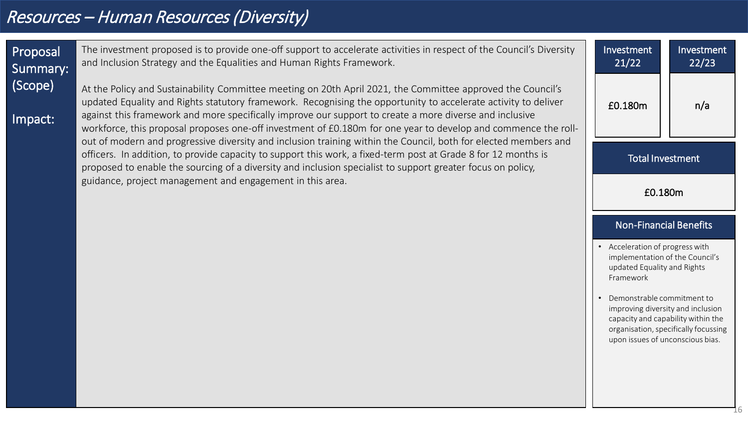# Resources – Human Resources (Diversity)

**Proposal Summary: (Scope)**

The investment proposed is to provide one-off support to accelerate activities in respect of the Council's Diversity and Inclusion Strategy and the Equalities and Human Rights Framework.

**Impact:**

At the Policy and Sustainability Committee meeting on 20th April 2021, the Committee approved the Council's updated Equality and Rights statutory framework. Recognising the opportunity to accelerate activity to deliver against this framework and more specifically improve our support to create a more diverse and inclusive workforce, this proposal proposes one-off investment of £0.180m for one year to develop and commence the roll-out of modern and progressive diversity and inclusion training within the Council, both for elected members and officers. In addition, to provide capacity to support this work, a fixed-term post at Grade 8 for 12 months is proposed to enable the sourcing of a diversity and inclusion specialist to support greater focus on policy, guidance, project management and engagement in this area.

| Investment 21/22 | Investment 22/23 |
| --- | --- |
| £0.180m | n/a |

| Total Investment |
| --- |
| £0.180m |

**Non-Financial Benefits**

- Acceleration of progress with implementation of the Council's updated Equality and Rights Framework
- Demonstrable commitment to improving diversity and inclusion capacity and capability within the organisation, specifically focussing upon issues of unconscious bias.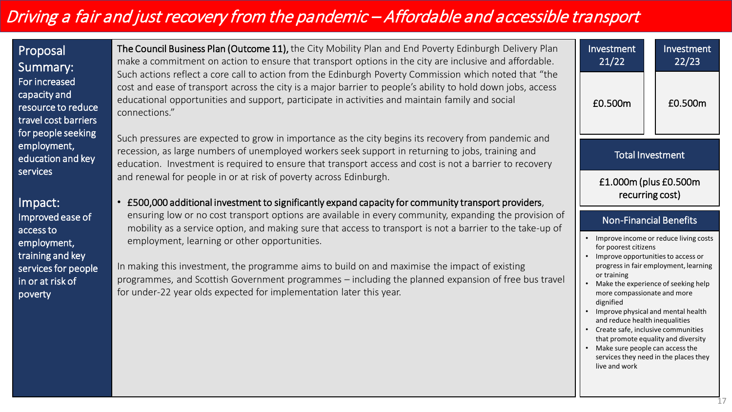# Driving a fair and just recovery from the pandemic – Affordable and accessible transport

## Proposal Summary:

For increased capacity and resource to reduce travel cost barriers for people seeking employment, education and key services

## Impact:

Improved ease of access to employment, training and key services for people in or at risk of poverty

**The Council Business Plan (Outcome 11),** the City Mobility Plan and End Poverty Edinburgh Delivery Plan make a commitment on action to ensure that transport options in the city are inclusive and affordable. Such actions reflect a core call to action from the Edinburgh Poverty Commission which noted that "the cost and ease of transport across the city is a major barrier to people's ability to hold down jobs, access educational opportunities and support, participate in activities and maintain family and social connections."

Such pressures are expected to grow in importance as the city begins its recovery from pandemic and recession, as large numbers of unemployed workers seek support in returning to jobs, training and education. Investment is required to ensure that transport access and cost is not a barrier to recovery and renewal for people in or at risk of poverty across Edinburgh.

- **£500,000 additional investment to significantly expand capacity for community transport providers**, ensuring low or no cost transport options are available in every community, expanding the provision of mobility as a service option, and making sure that access to transport is not a barrier to the take-up of employment, learning or other opportunities.

In making this investment, the programme aims to build on and maximise the impact of existing programmes, and Scottish Government programmes – including the planned expansion of free bus travel for under-22 year olds expected for implementation later this year.

| Investment 21/22 | Investment 22/23 |
|---|---|
| £0.500m | £0.500m |

**Total Investment**

£1.000m (plus £0.500m recurring cost)

**Non-Financial Benefits**

- Improve income or reduce living costs for poorest citizens
- Improve opportunities to access or progress in fair employment, learning or training
- Make the experience of seeking help more compassionate and more dignified
- Improve physical and mental health and reduce health inequalities
- Create safe, inclusive communities that promote equality and diversity
- Make sure people can access the services they need in the places they live and work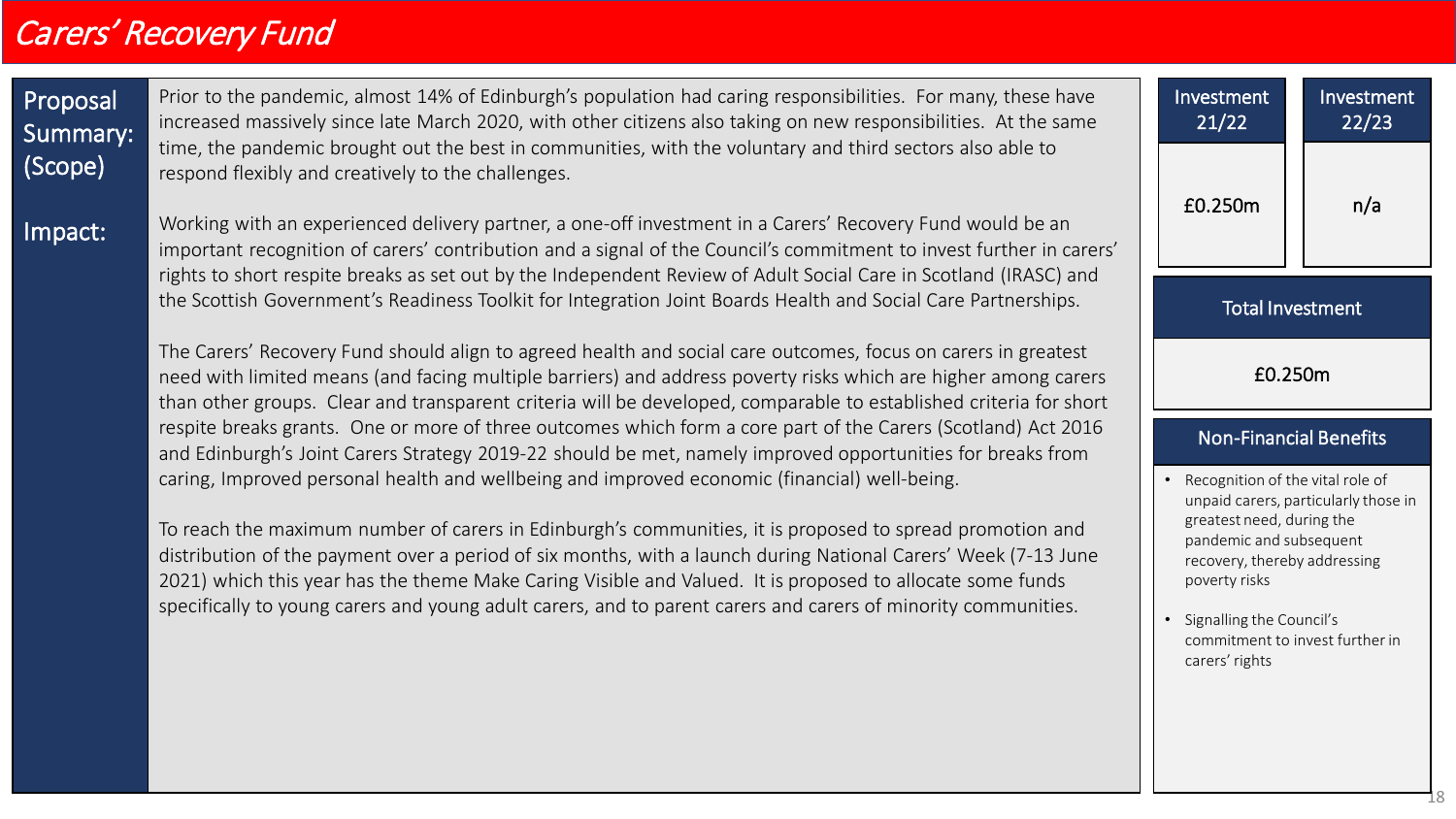# Carers' Recovery Fund

**Proposal Summary: (Scope)**

Prior to the pandemic, almost 14% of Edinburgh's population had caring responsibilities. For many, these have increased massively since late March 2020, with other citizens also taking on new responsibilities. At the same time, the pandemic brought out the best in communities, with the voluntary and third sectors also able to respond flexibly and creatively to the challenges.

**Impact:**

Working with an experienced delivery partner, a one-off investment in a Carers' Recovery Fund would be an important recognition of carers' contribution and a signal of the Council's commitment to invest further in carers' rights to short respite breaks as set out by the Independent Review of Adult Social Care in Scotland (IRASC) and the Scottish Government's Readiness Toolkit for Integration Joint Boards Health and Social Care Partnerships.

The Carers' Recovery Fund should align to agreed health and social care outcomes, focus on carers in greatest need with limited means (and facing multiple barriers) and address poverty risks which are higher among carers than other groups. Clear and transparent criteria will be developed, comparable to established criteria for short respite breaks grants. One or more of three outcomes which form a core part of the Carers (Scotland) Act 2016 and Edinburgh's Joint Carers Strategy 2019-22 should be met, namely improved opportunities for breaks from caring, Improved personal health and wellbeing and improved economic (financial) well-being.

To reach the maximum number of carers in Edinburgh's communities, it is proposed to spread promotion and distribution of the payment over a period of six months, with a launch during National Carers' Week (7-13 June 2021) which this year has the theme Make Caring Visible and Valued. It is proposed to allocate some funds specifically to young carers and young adult carers, and to parent carers and carers of minority communities.

| Investment 21/22 | Investment 22/23 |
| --- | --- |
| £0.250m | n/a |

| Total Investment |
| --- |
| £0.250m |

**Non-Financial Benefits**

- Recognition of the vital role of unpaid carers, particularly those in greatest need, during the pandemic and subsequent recovery, thereby addressing poverty risks
- Signalling the Council's commitment to invest further in carers' rights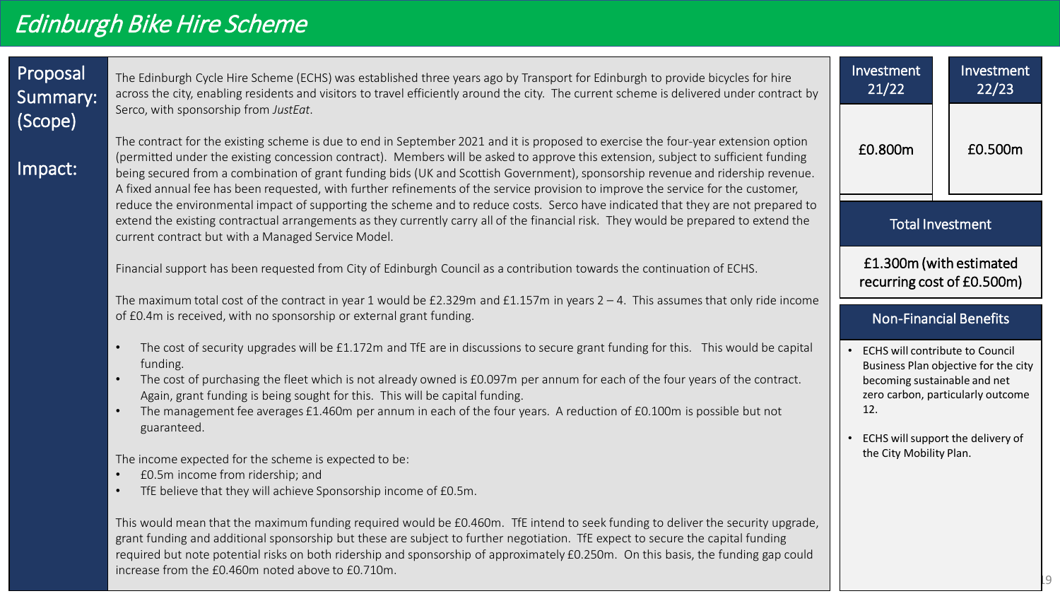# *Edinburgh Bike Hire Scheme*

## Proposal Summary: (Scope)

The Edinburgh Cycle Hire Scheme (ECHS) was established three years ago by Transport for Edinburgh to provide bicycles for hire across the city, enabling residents and visitors to travel efficiently around the city. The current scheme is delivered under contract by Serco, with sponsorship from *JustEat*.

## Impact:

The contract for the existing scheme is due to end in September 2021 and it is proposed to exercise the four-year extension option (permitted under the existing concession contract). Members will be asked to approve this extension, subject to sufficient funding being secured from a combination of grant funding bids (UK and Scottish Government), sponsorship revenue and ridership revenue. A fixed annual fee has been requested, with further refinements of the service provision to improve the service for the customer, reduce the environmental impact of supporting the scheme and to reduce costs. Serco have indicated that they are not prepared to extend the existing contractual arrangements as they currently carry all of the financial risk. They would be prepared to extend the current contract but with a Managed Service Model.

Financial support has been requested from City of Edinburgh Council as a contribution towards the continuation of ECHS.

The maximum total cost of the contract in year 1 would be £2.329m and £1.157m in years 2 – 4. This assumes that only ride income of £0.4m is received, with no sponsorship or external grant funding.

- The cost of security upgrades will be £1.172m and TfE are in discussions to secure grant funding for this. This would be capital funding.
- The cost of purchasing the fleet which is not already owned is £0.097m per annum for each of the four years of the contract. Again, grant funding is being sought for this. This will be capital funding.
- The management fee averages £1.460m per annum in each of the four years. A reduction of £0.100m is possible but not guaranteed.

The income expected for the scheme is expected to be:

- £0.5m income from ridership; and
- TfE believe that they will achieve Sponsorship income of £0.5m.

This would mean that the maximum funding required would be £0.460m. TfE intend to seek funding to deliver the security upgrade, grant funding and additional sponsorship but these are subject to further negotiation. TfE expect to secure the capital funding required but note potential risks on both ridership and sponsorship of approximately £0.250m. On this basis, the funding gap could increase from the £0.460m noted above to £0.710m.

| Investment 21/22 | Investment 22/23 |
| --- | --- |
| £0.800m | £0.500m |

### Total Investment

£1.300m (with estimated recurring cost of £0.500m)

### Non-Financial Benefits

- ECHS will contribute to Council Business Plan objective for the city becoming sustainable and net zero carbon, particularly outcome 12.
- ECHS will support the delivery of the City Mobility Plan.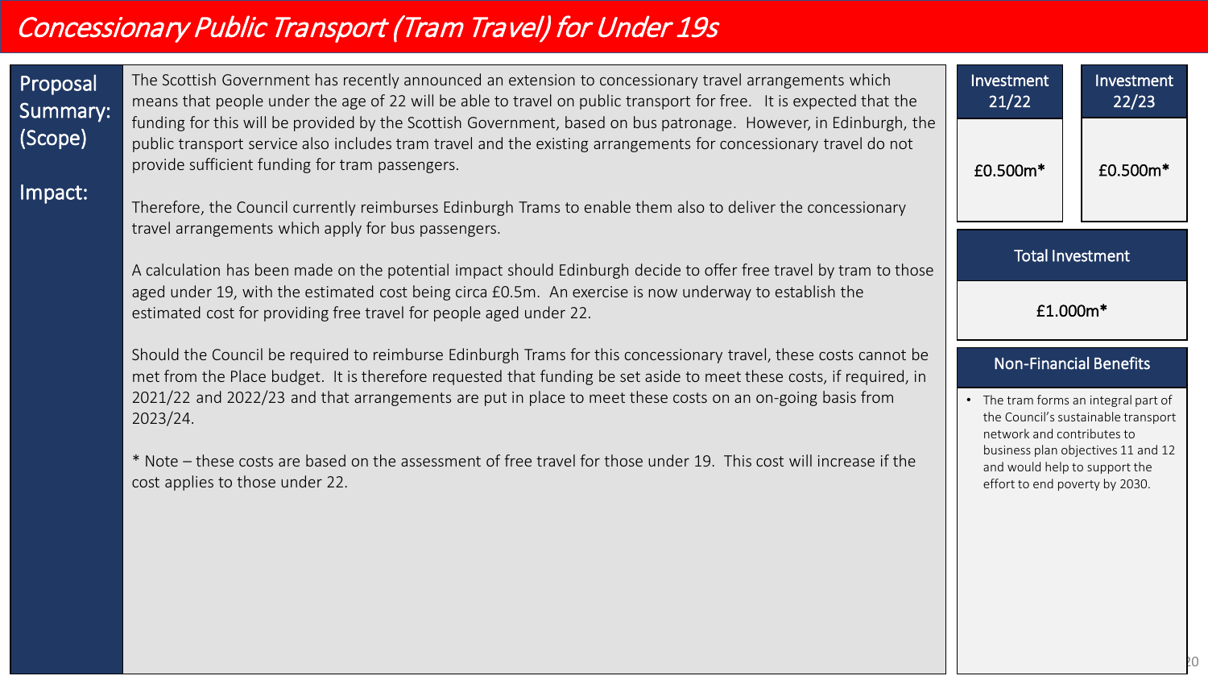# Concessionary Public Transport (Tram Travel) for Under 19s

**Proposal Summary: (Scope)**

**Impact:**

The Scottish Government has recently announced an extension to concessionary travel arrangements which means that people under the age of 22 will be able to travel on public transport for free. It is expected that the funding for this will be provided by the Scottish Government, based on bus patronage. However, in Edinburgh, the public transport service also includes tram travel and the existing arrangements for concessionary travel do not provide sufficient funding for tram passengers.

Therefore, the Council currently reimburses Edinburgh Trams to enable them also to deliver the concessionary travel arrangements which apply for bus passengers.

A calculation has been made on the potential impact should Edinburgh decide to offer free travel by tram to those aged under 19, with the estimated cost being circa £0.5m. An exercise is now underway to establish the estimated cost for providing free travel for people aged under 22.

Should the Council be required to reimburse Edinburgh Trams for this concessionary travel, these costs cannot be met from the Place budget. It is therefore requested that funding be set aside to meet these costs, if required, in 2021/22 and 2022/23 and that arrangements are put in place to meet these costs on an on-going basis from 2023/24.

* Note – these costs are based on the assessment of free travel for those under 19. This cost will increase if the cost applies to those under 22.

| Investment 21/22 | Investment 22/23 |
|---|---|
| £0.500m* | £0.500m* |

| Total Investment |
|---|
| £1.000m* |

**Non-Financial Benefits**

- The tram forms an integral part of the Council's sustainable transport network and contributes to business plan objectives 11 and 12 and would help to support the effort to end poverty by 2030.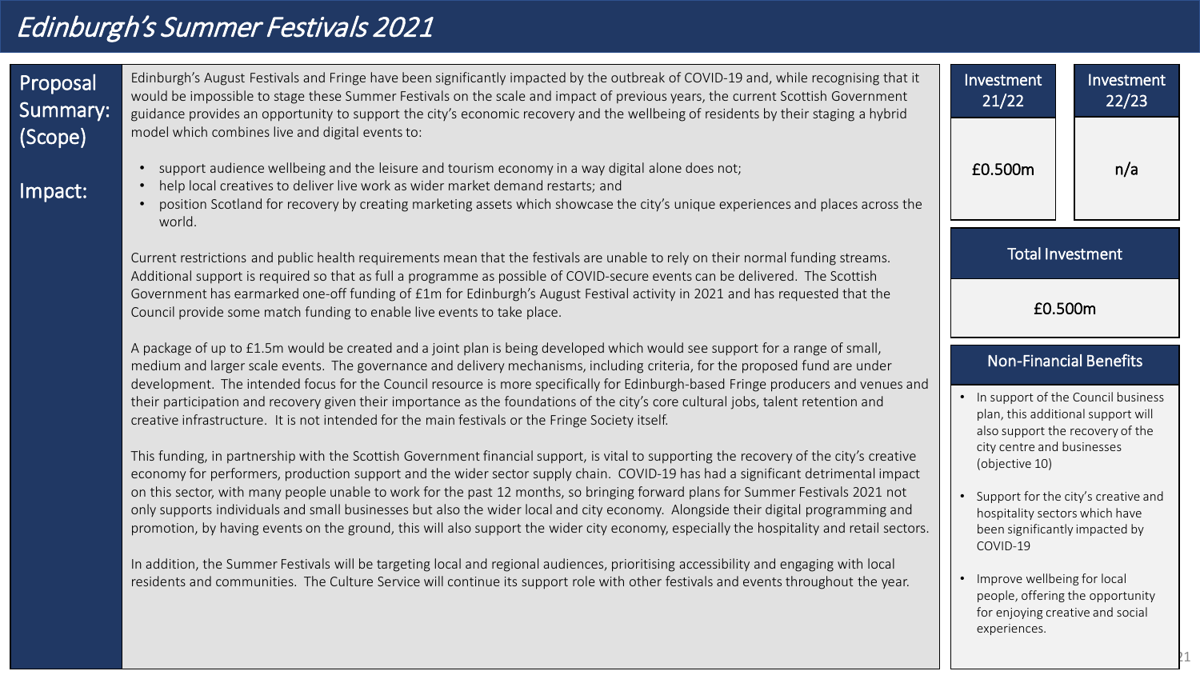# Edinburgh's Summer Festivals 2021

**Proposal Summary: (Scope)**

Edinburgh's August Festivals and Fringe have been significantly impacted by the outbreak of COVID-19 and, while recognising that it would be impossible to stage these Summer Festivals on the scale and impact of previous years, the current Scottish Government guidance provides an opportunity to support the city's economic recovery and the wellbeing of residents by their staging a hybrid model which combines live and digital events to:

**Impact:**

- support audience wellbeing and the leisure and tourism economy in a way digital alone does not;
- help local creatives to deliver live work as wider market demand restarts; and
- position Scotland for recovery by creating marketing assets which showcase the city's unique experiences and places across the world.

Current restrictions and public health requirements mean that the festivals are unable to rely on their normal funding streams. Additional support is required so that as full a programme as possible of COVID-secure events can be delivered. The Scottish Government has earmarked one-off funding of £1m for Edinburgh's August Festival activity in 2021 and has requested that the Council provide some match funding to enable live events to take place.

A package of up to £1.5m would be created and a joint plan is being developed which would see support for a range of small, medium and larger scale events. The governance and delivery mechanisms, including criteria, for the proposed fund are under development. The intended focus for the Council resource is more specifically for Edinburgh-based Fringe producers and venues and their participation and recovery given their importance as the foundations of the city's core cultural jobs, talent retention and creative infrastructure. It is not intended for the main festivals or the Fringe Society itself.

This funding, in partnership with the Scottish Government financial support, is vital to supporting the recovery of the city's creative economy for performers, production support and the wider sector supply chain. COVID-19 has had a significant detrimental impact on this sector, with many people unable to work for the past 12 months, so bringing forward plans for Summer Festivals 2021 not only supports individuals and small businesses but also the wider local and city economy. Alongside their digital programming and promotion, by having events on the ground, this will also support the wider city economy, especially the hospitality and retail sectors.

In addition, the Summer Festivals will be targeting local and regional audiences, prioritising accessibility and engaging with local residents and communities. The Culture Service will continue its support role with other festivals and events throughout the year.

| Investment 21/22 | Investment 22/23 |
| --- | --- |
| £0.500m | n/a |

| Total Investment |
| --- |
| £0.500m |

**Non-Financial Benefits**

- In support of the Council business plan, this additional support will also support the recovery of the city centre and businesses (objective 10)
- Support for the city's creative and hospitality sectors which have been significantly impacted by COVID-19
- Improve wellbeing for local people, offering the opportunity for enjoying creative and social experiences.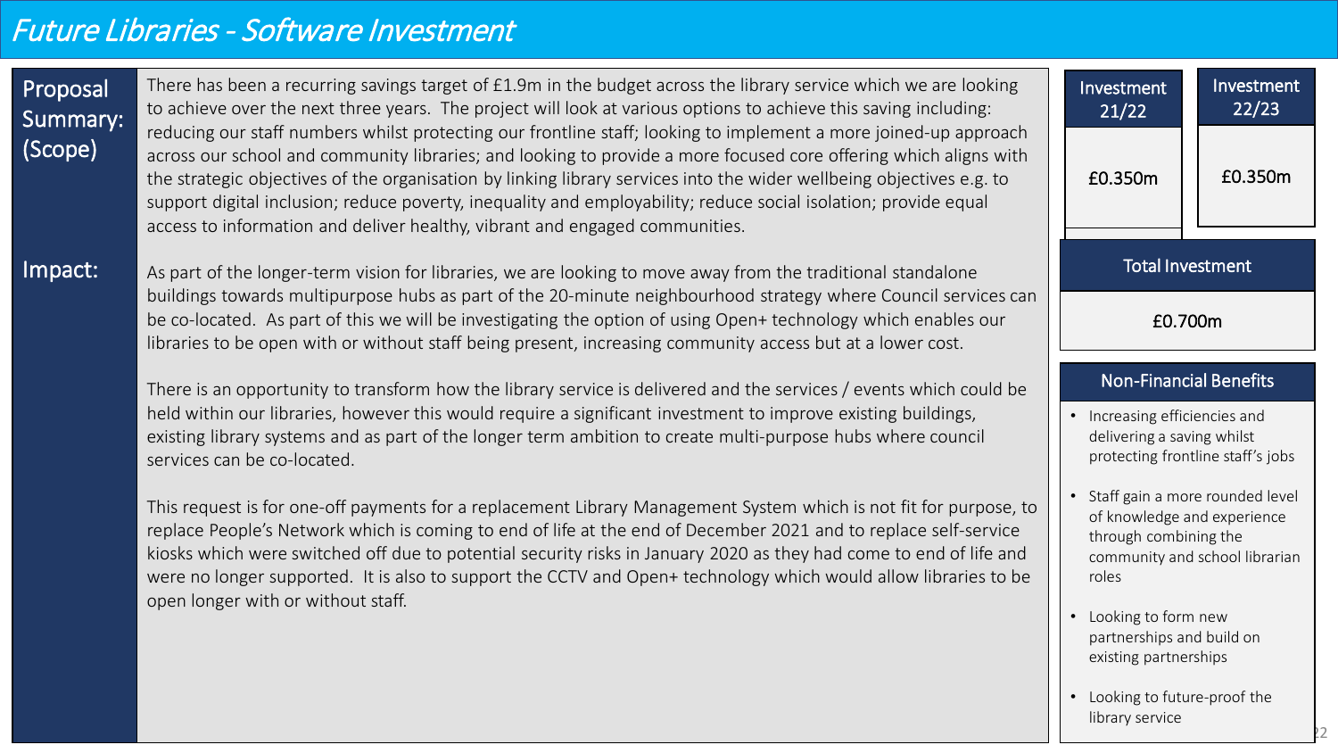# Future Libraries - Software Investment

**Proposal Summary: (Scope)**

There has been a recurring savings target of £1.9m in the budget across the library service which we are looking to achieve over the next three years. The project will look at various options to achieve this saving including: reducing our staff numbers whilst protecting our frontline staff; looking to implement a more joined-up approach across our school and community libraries; and looking to provide a more focused core offering which aligns with the strategic objectives of the organisation by linking library services into the wider wellbeing objectives e.g. to support digital inclusion; reduce poverty, inequality and employability; reduce social isolation; provide equal access to information and deliver healthy, vibrant and engaged communities.

**Impact:**

As part of the longer-term vision for libraries, we are looking to move away from the traditional standalone buildings towards multipurpose hubs as part of the 20-minute neighbourhood strategy where Council services can be co-located. As part of this we will be investigating the option of using Open+ technology which enables our libraries to be open with or without staff being present, increasing community access but at a lower cost.

There is an opportunity to transform how the library service is delivered and the services / events which could be held within our libraries, however this would require a significant investment to improve existing buildings, existing library systems and as part of the longer term ambition to create multi-purpose hubs where council services can be co-located.

This request is for one-off payments for a replacement Library Management System which is not fit for purpose, to replace People's Network which is coming to end of life at the end of December 2021 and to replace self-service kiosks which were switched off due to potential security risks in January 2020 as they had come to end of life and were no longer supported. It is also to support the CCTV and Open+ technology which would allow libraries to be open longer with or without staff.

| Investment 21/22 | Investment 22/23 |
| --- | --- |
| £0.350m | £0.350m |

| Total Investment |
| --- |
| £0.700m |

**Non-Financial Benefits**

- Increasing efficiencies and delivering a saving whilst protecting frontline staff's jobs
- Staff gain a more rounded level of knowledge and experience through combining the community and school librarian roles
- Looking to form new partnerships and build on existing partnerships
- Looking to future-proof the library service